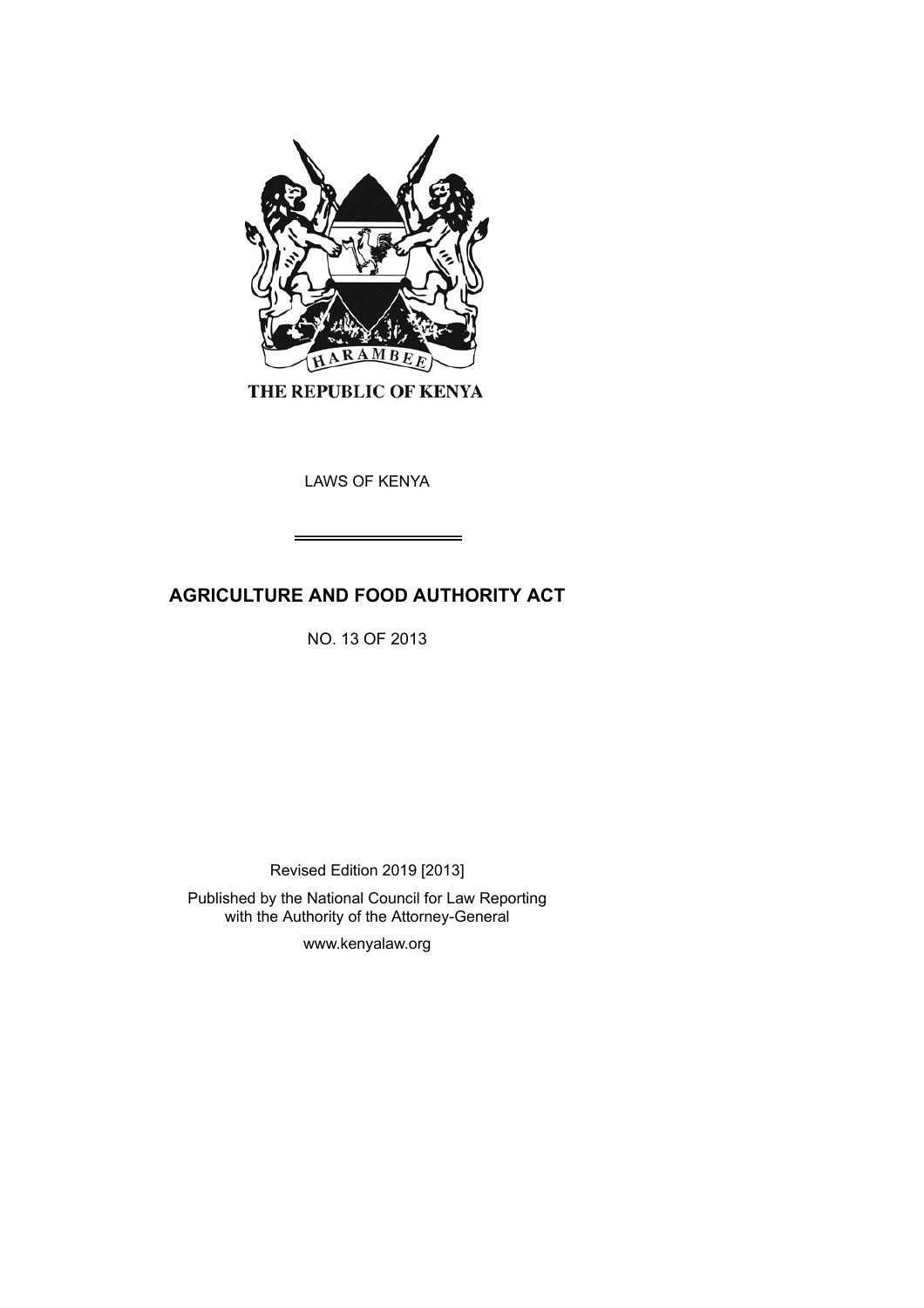THE REPUBLIC OF KENYA

LAWS OF KENYA

# AGRICULTURE AND FOOD AUTHORITY ACT

NO. 13 OF 2013

Revised Edition 2019 [2013]

Published by the National Council for Law Reporting with the Authority of the Attorney-General

www.kenyalaw.org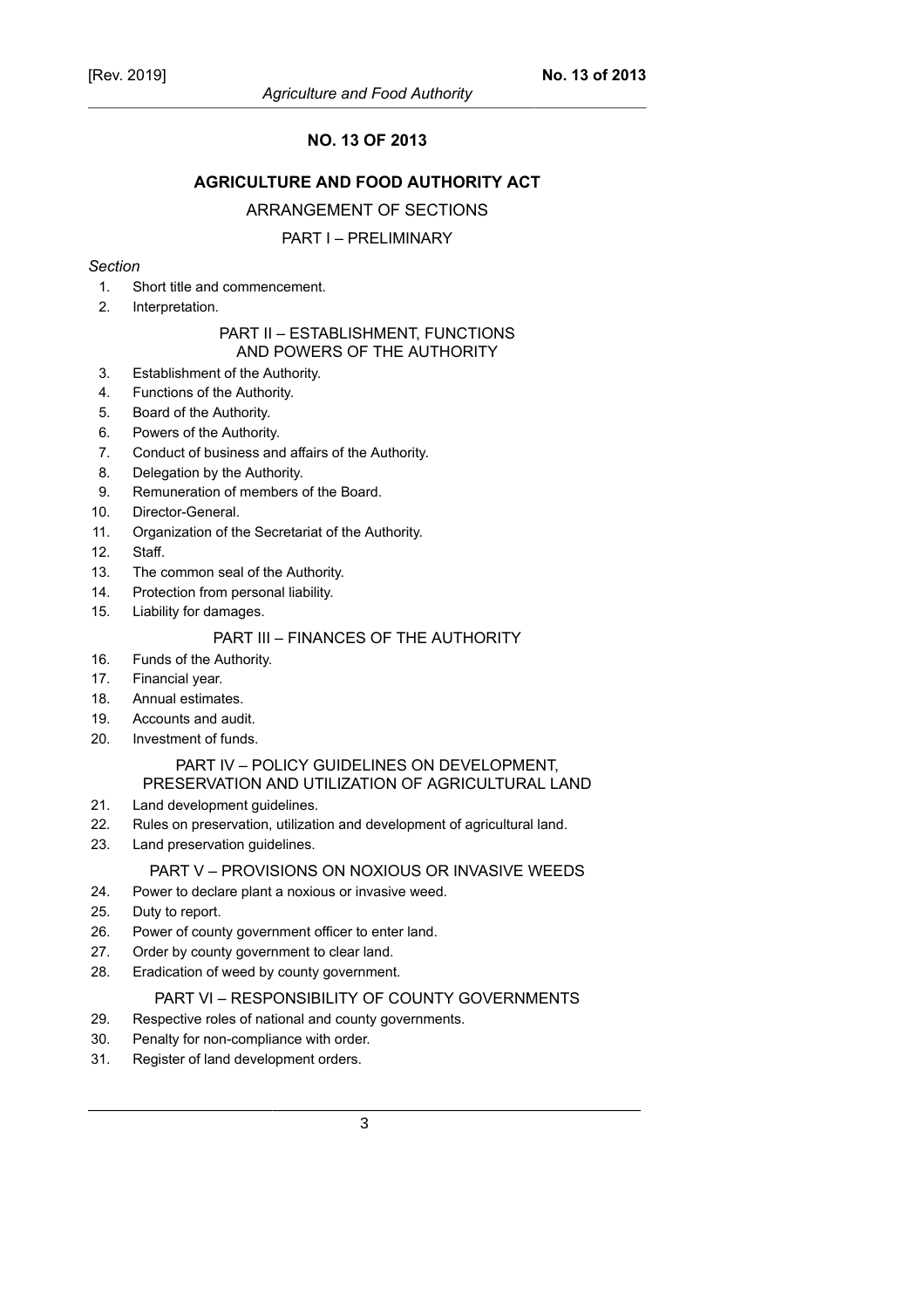## NO. 13 OF 2013

## AGRICULTURE AND FOOD AUTHORITY ACT

### ARRANGEMENT OF SECTIONS

### PART I – PRELIMINARY

*Section*

1. Short title and commencement.
2. Interpretation.

### PART II – ESTABLISHMENT, FUNCTIONS AND POWERS OF THE AUTHORITY

3. Establishment of the Authority.
4. Functions of the Authority.
5. Board of the Authority.
6. Powers of the Authority.
7. Conduct of business and affairs of the Authority.
8. Delegation by the Authority.
9. Remuneration of members of the Board.
10. Director-General.
11. Organization of the Secretariat of the Authority.
12. Staff.
13. The common seal of the Authority.
14. Protection from personal liability.
15. Liability for damages.

### PART III – FINANCES OF THE AUTHORITY

16. Funds of the Authority.
17. Financial year.
18. Annual estimates.
19. Accounts and audit.
20. Investment of funds.

### PART IV – POLICY GUIDELINES ON DEVELOPMENT, PRESERVATION AND UTILIZATION OF AGRICULTURAL LAND

21. Land development guidelines.
22. Rules on preservation, utilization and development of agricultural land.
23. Land preservation guidelines.

### PART V – PROVISIONS ON NOXIOUS OR INVASIVE WEEDS

24. Power to declare plant a noxious or invasive weed.
25. Duty to report.
26. Power of county government officer to enter land.
27. Order by county government to clear land.
28. Eradication of weed by county government.

### PART VI – RESPONSIBILITY OF COUNTY GOVERNMENTS

29. Respective roles of national and county governments.
30. Penalty for non-compliance with order.
31. Register of land development orders.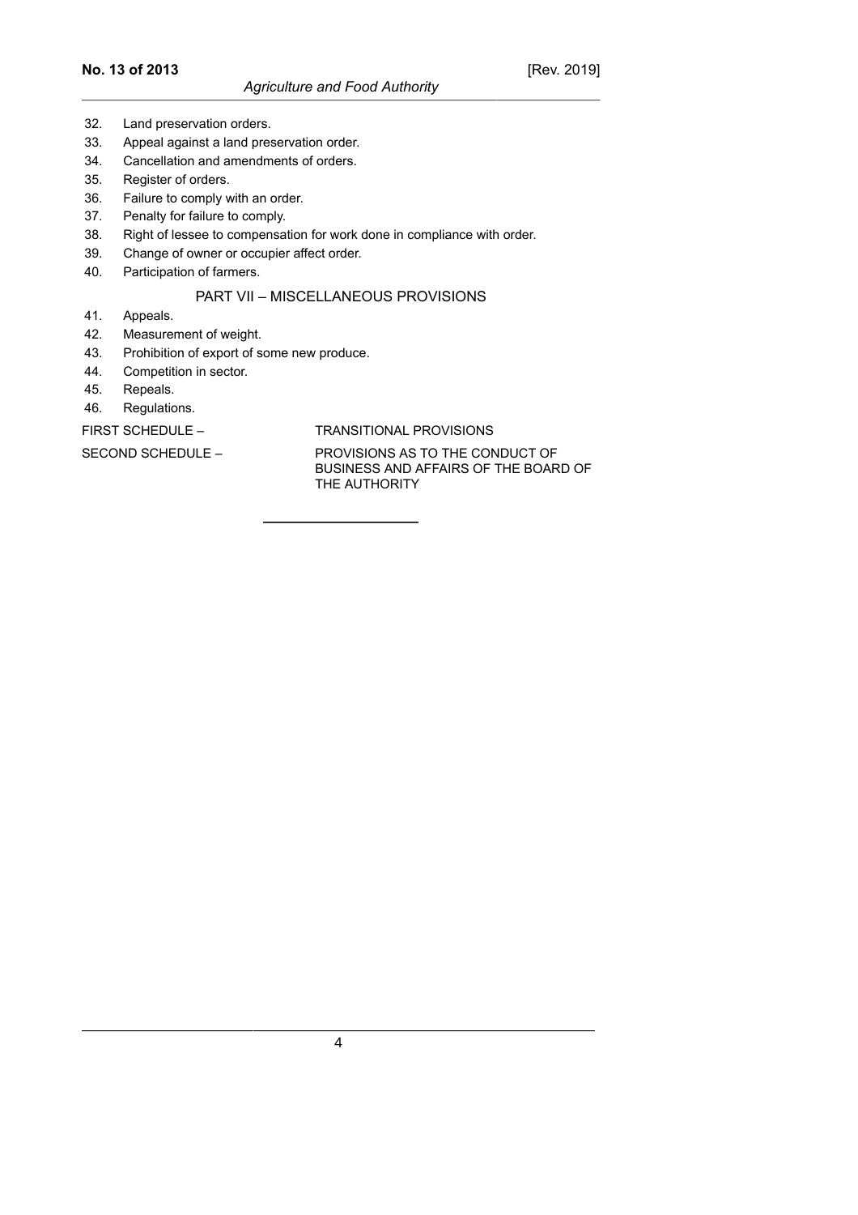32. Land preservation orders.
33. Appeal against a land preservation order.
34. Cancellation and amendments of orders.
35. Register of orders.
36. Failure to comply with an order.
37. Penalty for failure to comply.
38. Right of lessee to compensation for work done in compliance with order.
39. Change of owner or occupier affect order.
40. Participation of farmers.

## PART VII – MISCELLANEOUS PROVISIONS

41. Appeals.
42. Measurement of weight.
43. Prohibition of export of some new produce.
44. Competition in sector.
45. Repeals.
46. Regulations.

FIRST SCHEDULE – TRANSITIONAL PROVISIONS

SECOND SCHEDULE – PROVISIONS AS TO THE CONDUCT OF BUSINESS AND AFFAIRS OF THE BOARD OF THE AUTHORITY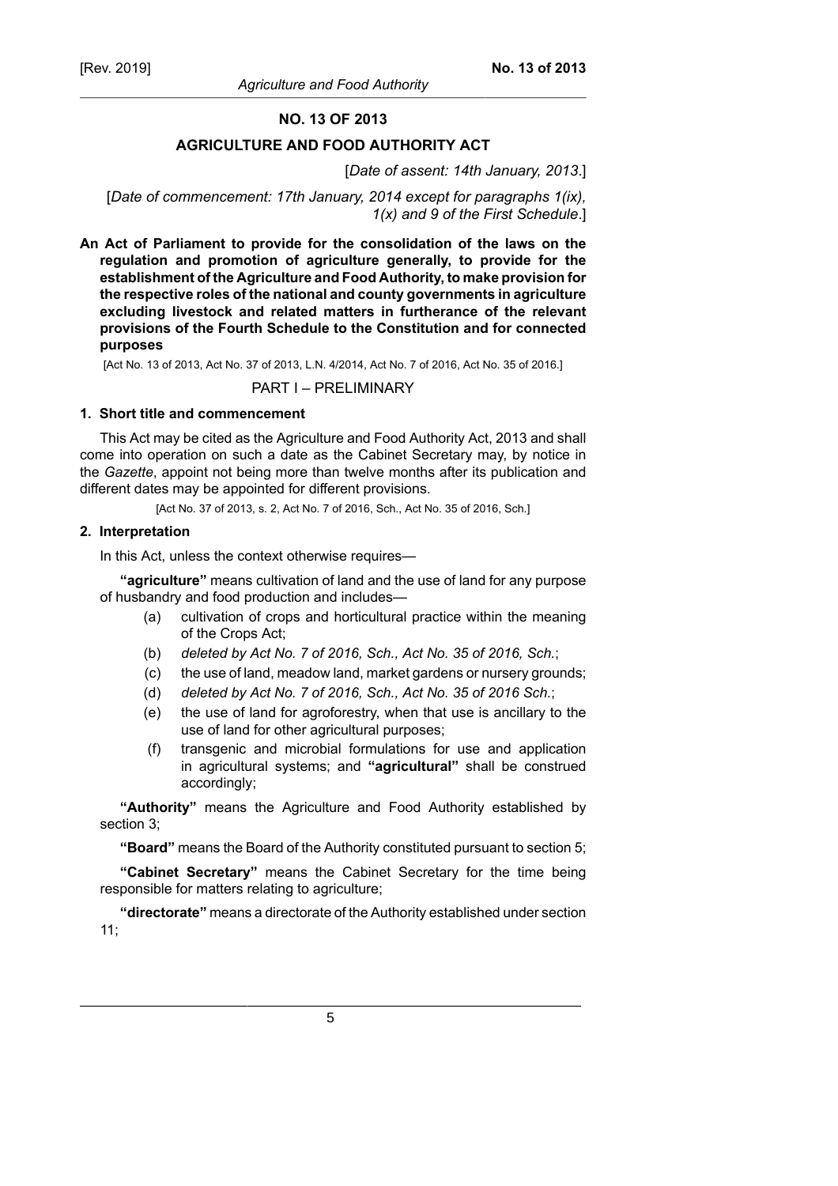# NO. 13 OF 2013

## AGRICULTURE AND FOOD AUTHORITY ACT

[*Date of assent: 14th January, 2013*.]

[*Date of commencement: 17th January, 2014 except for paragraphs 1(ix), 1(x) and 9 of the First Schedule*.]

**An Act of Parliament to provide for the consolidation of the laws on the regulation and promotion of agriculture generally, to provide for the establishment of the Agriculture and Food Authority, to make provision for the respective roles of the national and county governments in agriculture excluding livestock and related matters in furtherance of the relevant provisions of the Fourth Schedule to the Constitution and for connected purposes**

[Act No. 13 of 2013, Act No. 37 of 2013, L.N. 4/2014, Act No. 7 of 2016, Act No. 35 of 2016.]

## PART I – PRELIMINARY

### 1. Short title and commencement

This Act may be cited as the Agriculture and Food Authority Act, 2013 and shall come into operation on such a date as the Cabinet Secretary may, by notice in the *Gazette*, appoint not being more than twelve months after its publication and different dates may be appointed for different provisions.

[Act No. 37 of 2013, s. 2, Act No. 7 of 2016, Sch., Act No. 35 of 2016, Sch.]

### 2. Interpretation

In this Act, unless the context otherwise requires—

**"agriculture"** means cultivation of land and the use of land for any purpose of husbandry and food production and includes—

- (a) cultivation of crops and horticultural practice within the meaning of the Crops Act;
- (b) *deleted by Act No. 7 of 2016, Sch., Act No. 35 of 2016, Sch.*;
- (c) the use of land, meadow land, market gardens or nursery grounds;
- (d) *deleted by Act No. 7 of 2016, Sch., Act No. 35 of 2016 Sch.*;
- (e) the use of land for agroforestry, when that use is ancillary to the use of land for other agricultural purposes;
- (f) transgenic and microbial formulations for use and application in agricultural systems; and **"agricultural"** shall be construed accordingly;

**"Authority"** means the Agriculture and Food Authority established by section 3;

**"Board"** means the Board of the Authority constituted pursuant to section 5;

**"Cabinet Secretary"** means the Cabinet Secretary for the time being responsible for matters relating to agriculture;

**"directorate"** means a directorate of the Authority established under section 11;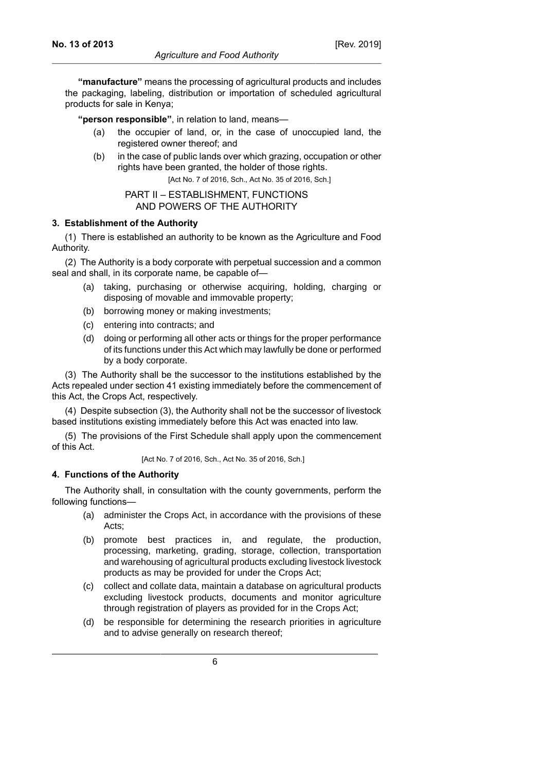**"manufacture"** means the processing of agricultural products and includes the packaging, labeling, distribution or importation of scheduled agricultural products for sale in Kenya;

**"person responsible"**, in relation to land, means—

(a) the occupier of land, or, in the case of unoccupied land, the registered owner thereof; and

(b) in the case of public lands over which grazing, occupation or other rights have been granted, the holder of those rights.

[Act No. 7 of 2016, Sch., Act No. 35 of 2016, Sch.]

## PART II – ESTABLISHMENT, FUNCTIONS AND POWERS OF THE AUTHORITY

### 3. Establishment of the Authority

(1) There is established an authority to be known as the Agriculture and Food Authority.

(2) The Authority is a body corporate with perpetual succession and a common seal and shall, in its corporate name, be capable of—

(a) taking, purchasing or otherwise acquiring, holding, charging or disposing of movable and immovable property;

(b) borrowing money or making investments;

(c) entering into contracts; and

(d) doing or performing all other acts or things for the proper performance of its functions under this Act which may lawfully be done or performed by a body corporate.

(3) The Authority shall be the successor to the institutions established by the Acts repealed under section 41 existing immediately before the commencement of this Act, the Crops Act, respectively.

(4) Despite subsection (3), the Authority shall not be the successor of livestock based institutions existing immediately before this Act was enacted into law.

(5) The provisions of the First Schedule shall apply upon the commencement of this Act.

[Act No. 7 of 2016, Sch., Act No. 35 of 2016, Sch.]

### 4. Functions of the Authority

The Authority shall, in consultation with the county governments, perform the following functions—

(a) administer the Crops Act, in accordance with the provisions of these Acts;

(b) promote best practices in, and regulate, the production, processing, marketing, grading, storage, collection, transportation and warehousing of agricultural products excluding livestock livestock products as may be provided for under the Crops Act;

(c) collect and collate data, maintain a database on agricultural products excluding livestock products, documents and monitor agriculture through registration of players as provided for in the Crops Act;

(d) be responsible for determining the research priorities in agriculture and to advise generally on research thereof;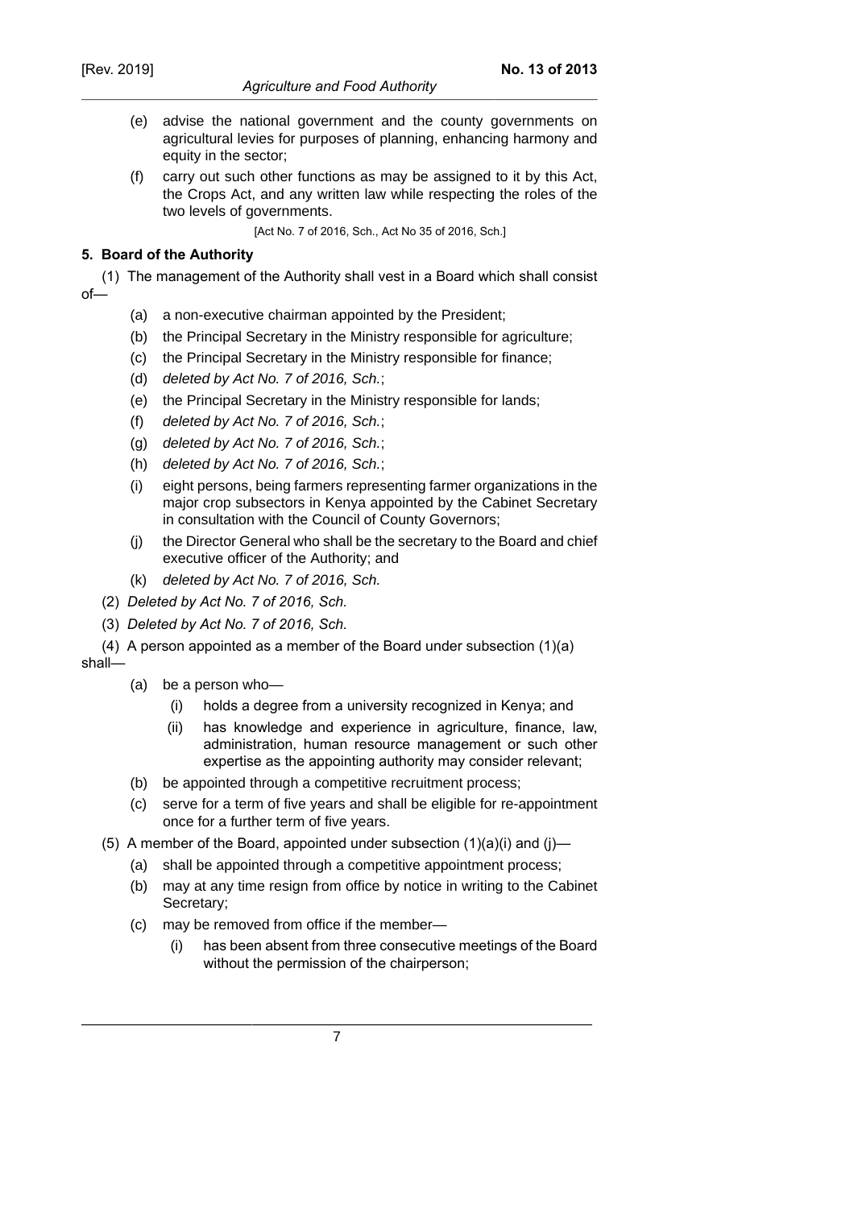(e) advise the national government and the county governments on agricultural levies for purposes of planning, enhancing harmony and equity in the sector;

(f) carry out such other functions as may be assigned to it by this Act, the Crops Act, and any written law while respecting the roles of the two levels of governments.

[Act No. 7 of 2016, Sch., Act No 35 of 2016, Sch.]

**5. Board of the Authority**

(1) The management of the Authority shall vest in a Board which shall consist of—

(a) a non-executive chairman appointed by the President;

(b) the Principal Secretary in the Ministry responsible for agriculture;

(c) the Principal Secretary in the Ministry responsible for finance;

(d) *deleted by Act No. 7 of 2016, Sch.*;

(e) the Principal Secretary in the Ministry responsible for lands;

(f) *deleted by Act No. 7 of 2016, Sch.*;

(g) *deleted by Act No. 7 of 2016, Sch.*;

(h) *deleted by Act No. 7 of 2016, Sch.*;

(i) eight persons, being farmers representing farmer organizations in the major crop subsectors in Kenya appointed by the Cabinet Secretary in consultation with the Council of County Governors;

(j) the Director General who shall be the secretary to the Board and chief executive officer of the Authority; and

(k) *deleted by Act No. 7 of 2016, Sch.*

(2) *Deleted by Act No. 7 of 2016, Sch.*

(3) *Deleted by Act No. 7 of 2016, Sch.*

(4) A person appointed as a member of the Board under subsection (1)(a) shall—

(a) be a person who—

(i) holds a degree from a university recognized in Kenya; and

(ii) has knowledge and experience in agriculture, finance, law, administration, human resource management or such other expertise as the appointing authority may consider relevant;

(b) be appointed through a competitive recruitment process;

(c) serve for a term of five years and shall be eligible for re-appointment once for a further term of five years.

(5) A member of the Board, appointed under subsection (1)(a)(i) and (j)—

(a) shall be appointed through a competitive appointment process;

(b) may at any time resign from office by notice in writing to the Cabinet Secretary;

(c) may be removed from office if the member—

(i) has been absent from three consecutive meetings of the Board without the permission of the chairperson;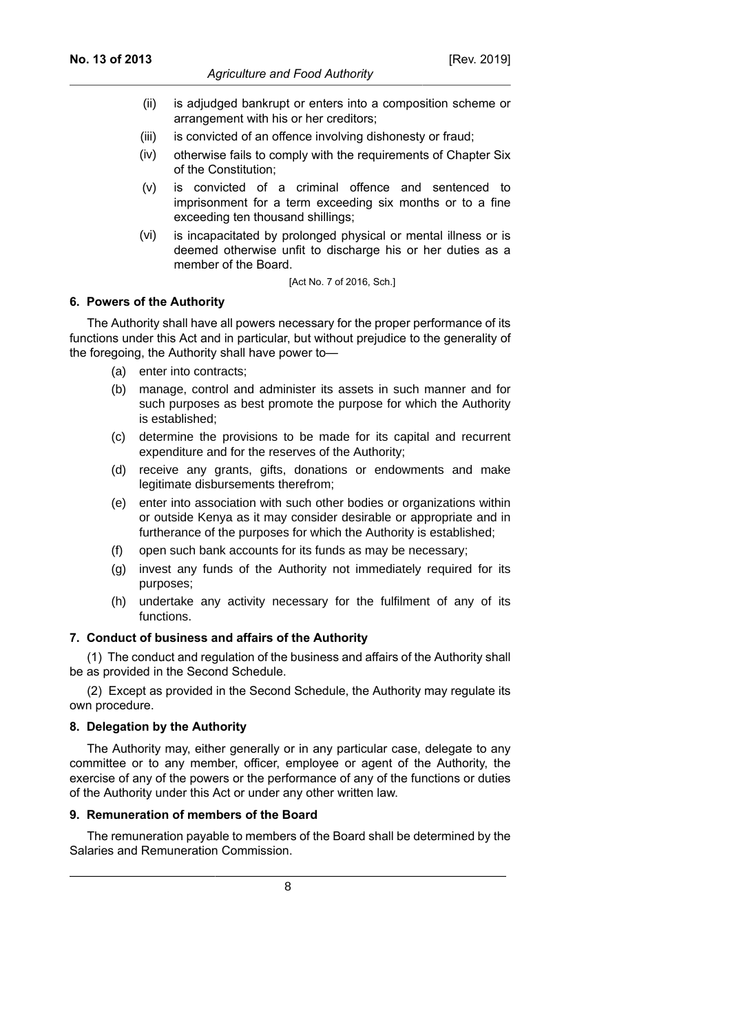(ii) is adjudged bankrupt or enters into a composition scheme or arrangement with his or her creditors;

(iii) is convicted of an offence involving dishonesty or fraud;

(iv) otherwise fails to comply with the requirements of Chapter Six of the Constitution;

(v) is convicted of a criminal offence and sentenced to imprisonment for a term exceeding six months or to a fine exceeding ten thousand shillings;

(vi) is incapacitated by prolonged physical or mental illness or is deemed otherwise unfit to discharge his or her duties as a member of the Board.

[Act No. 7 of 2016, Sch.]

### 6. Powers of the Authority

The Authority shall have all powers necessary for the proper performance of its functions under this Act and in particular, but without prejudice to the generality of the foregoing, the Authority shall have power to—

(a) enter into contracts;

(b) manage, control and administer its assets in such manner and for such purposes as best promote the purpose for which the Authority is established;

(c) determine the provisions to be made for its capital and recurrent expenditure and for the reserves of the Authority;

(d) receive any grants, gifts, donations or endowments and make legitimate disbursements therefrom;

(e) enter into association with such other bodies or organizations within or outside Kenya as it may consider desirable or appropriate and in furtherance of the purposes for which the Authority is established;

(f) open such bank accounts for its funds as may be necessary;

(g) invest any funds of the Authority not immediately required for its purposes;

(h) undertake any activity necessary for the fulfilment of any of its functions.

### 7. Conduct of business and affairs of the Authority

(1) The conduct and regulation of the business and affairs of the Authority shall be as provided in the Second Schedule.

(2) Except as provided in the Second Schedule, the Authority may regulate its own procedure.

### 8. Delegation by the Authority

The Authority may, either generally or in any particular case, delegate to any committee or to any member, officer, employee or agent of the Authority, the exercise of any of the powers or the performance of any of the functions or duties of the Authority under this Act or under any other written law.

### 9. Remuneration of members of the Board

The remuneration payable to members of the Board shall be determined by the Salaries and Remuneration Commission.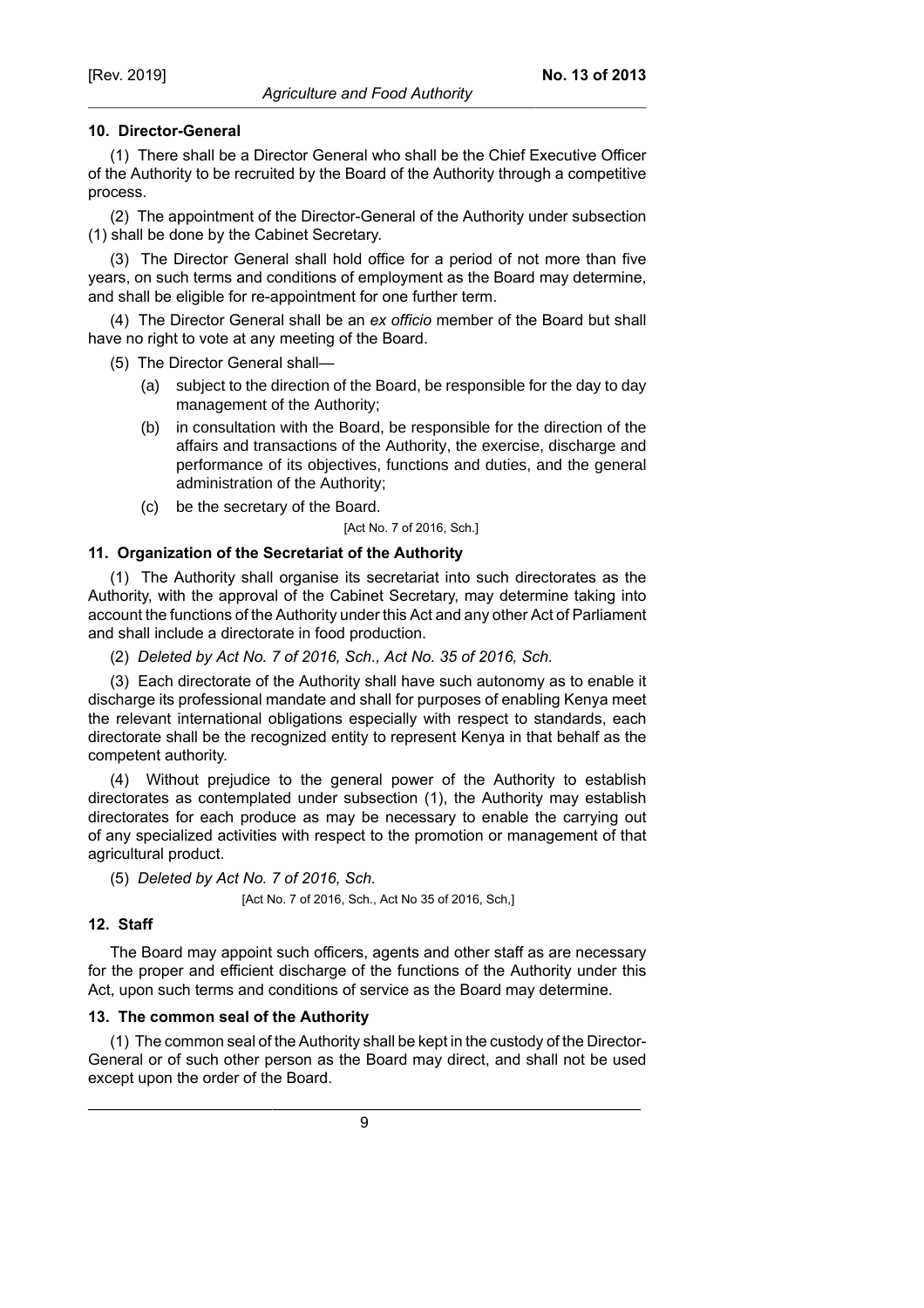### 10. Director-General

(1) There shall be a Director General who shall be the Chief Executive Officer of the Authority to be recruited by the Board of the Authority through a competitive process.

(2) The appointment of the Director-General of the Authority under subsection (1) shall be done by the Cabinet Secretary.

(3) The Director General shall hold office for a period of not more than five years, on such terms and conditions of employment as the Board may determine, and shall be eligible for re-appointment for one further term.

(4) The Director General shall be an *ex officio* member of the Board but shall have no right to vote at any meeting of the Board.

(5) The Director General shall—

- (a) subject to the direction of the Board, be responsible for the day to day management of the Authority;
- (b) in consultation with the Board, be responsible for the direction of the affairs and transactions of the Authority, the exercise, discharge and performance of its objectives, functions and duties, and the general administration of the Authority;
- (c) be the secretary of the Board.

[Act No. 7 of 2016, Sch.]

### 11. Organization of the Secretariat of the Authority

(1) The Authority shall organise its secretariat into such directorates as the Authority, with the approval of the Cabinet Secretary, may determine taking into account the functions of the Authority under this Act and any other Act of Parliament and shall include a directorate in food production.

(2) *Deleted by Act No. 7 of 2016, Sch., Act No. 35 of 2016, Sch.*

(3) Each directorate of the Authority shall have such autonomy as to enable it discharge its professional mandate and shall for purposes of enabling Kenya meet the relevant international obligations especially with respect to standards, each directorate shall be the recognized entity to represent Kenya in that behalf as the competent authority.

(4) Without prejudice to the general power of the Authority to establish directorates as contemplated under subsection (1), the Authority may establish directorates for each produce as may be necessary to enable the carrying out of any specialized activities with respect to the promotion or management of that agricultural product.

(5) *Deleted by Act No. 7 of 2016, Sch.*

[Act No. 7 of 2016, Sch., Act No 35 of 2016, Sch,]

### 12. Staff

The Board may appoint such officers, agents and other staff as are necessary for the proper and efficient discharge of the functions of the Authority under this Act, upon such terms and conditions of service as the Board may determine.

### 13. The common seal of the Authority

(1) The common seal of the Authority shall be kept in the custody of the Director-General or of such other person as the Board may direct, and shall not be used except upon the order of the Board.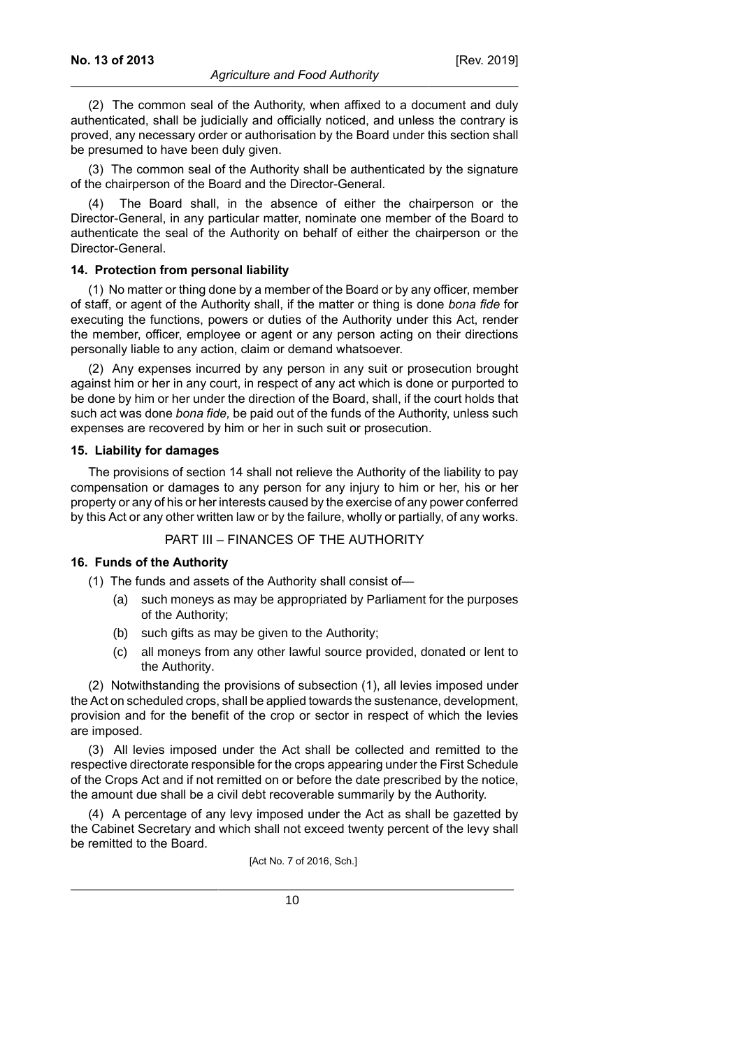(2) The common seal of the Authority, when affixed to a document and duly authenticated, shall be judicially and officially noticed, and unless the contrary is proved, any necessary order or authorisation by the Board under this section shall be presumed to have been duly given.

(3) The common seal of the Authority shall be authenticated by the signature of the chairperson of the Board and the Director-General.

(4) The Board shall, in the absence of either the chairperson or the Director-General, in any particular matter, nominate one member of the Board to authenticate the seal of the Authority on behalf of either the chairperson or the Director-General.

**14. Protection from personal liability**

(1) No matter or thing done by a member of the Board or by any officer, member of staff, or agent of the Authority shall, if the matter or thing is done *bona fide* for executing the functions, powers or duties of the Authority under this Act, render the member, officer, employee or agent or any person acting on their directions personally liable to any action, claim or demand whatsoever.

(2) Any expenses incurred by any person in any suit or prosecution brought against him or her in any court, in respect of any act which is done or purported to be done by him or her under the direction of the Board, shall, if the court holds that such act was done *bona fide,* be paid out of the funds of the Authority, unless such expenses are recovered by him or her in such suit or prosecution.

**15. Liability for damages**

The provisions of section 14 shall not relieve the Authority of the liability to pay compensation or damages to any person for any injury to him or her, his or her property or any of his or her interests caused by the exercise of any power conferred by this Act or any other written law or by the failure, wholly or partially, of any works.

## PART III – FINANCES OF THE AUTHORITY

**16. Funds of the Authority**

(1) The funds and assets of the Authority shall consist of—

(a) such moneys as may be appropriated by Parliament for the purposes of the Authority;

(b) such gifts as may be given to the Authority;

(c) all moneys from any other lawful source provided, donated or lent to the Authority.

(2) Notwithstanding the provisions of subsection (1), all levies imposed under the Act on scheduled crops, shall be applied towards the sustenance, development, provision and for the benefit of the crop or sector in respect of which the levies are imposed.

(3) All levies imposed under the Act shall be collected and remitted to the respective directorate responsible for the crops appearing under the First Schedule of the Crops Act and if not remitted on or before the date prescribed by the notice, the amount due shall be a civil debt recoverable summarily by the Authority.

(4) A percentage of any levy imposed under the Act as shall be gazetted by the Cabinet Secretary and which shall not exceed twenty percent of the levy shall be remitted to the Board.

[Act No. 7 of 2016, Sch.]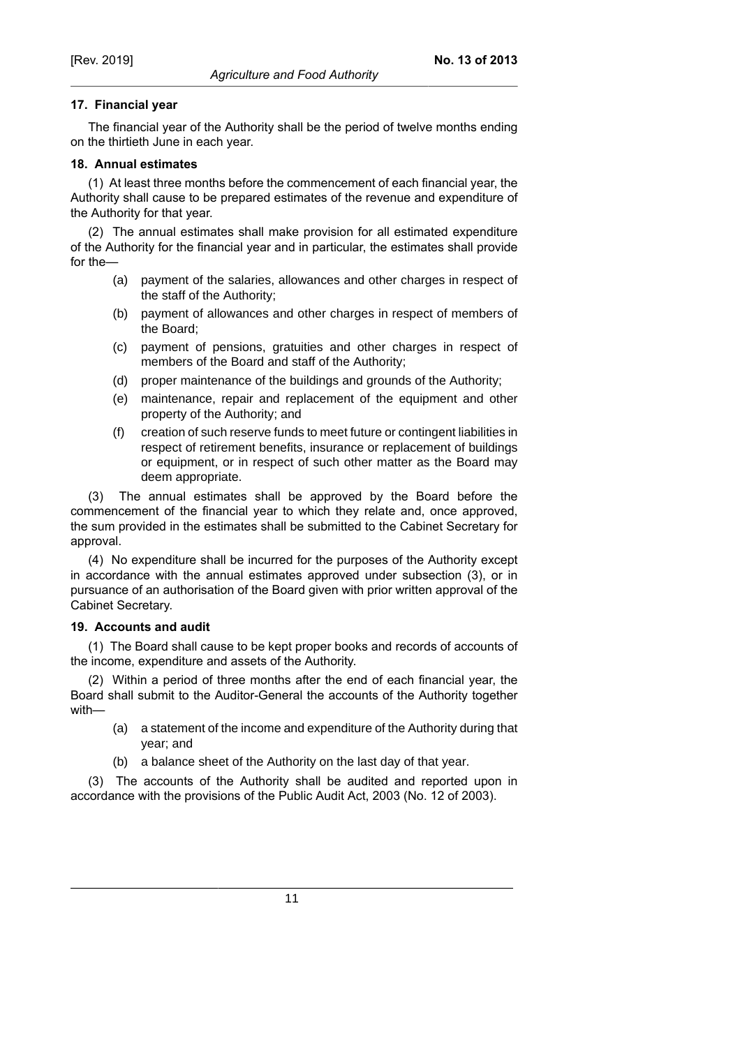### 17. Financial year

The financial year of the Authority shall be the period of twelve months ending on the thirtieth June in each year.

### 18. Annual estimates

(1) At least three months before the commencement of each financial year, the Authority shall cause to be prepared estimates of the revenue and expenditure of the Authority for that year.

(2) The annual estimates shall make provision for all estimated expenditure of the Authority for the financial year and in particular, the estimates shall provide for the—

- (a) payment of the salaries, allowances and other charges in respect of the staff of the Authority;
- (b) payment of allowances and other charges in respect of members of the Board;
- (c) payment of pensions, gratuities and other charges in respect of members of the Board and staff of the Authority;
- (d) proper maintenance of the buildings and grounds of the Authority;
- (e) maintenance, repair and replacement of the equipment and other property of the Authority; and
- (f) creation of such reserve funds to meet future or contingent liabilities in respect of retirement benefits, insurance or replacement of buildings or equipment, or in respect of such other matter as the Board may deem appropriate.

(3) The annual estimates shall be approved by the Board before the commencement of the financial year to which they relate and, once approved, the sum provided in the estimates shall be submitted to the Cabinet Secretary for approval.

(4) No expenditure shall be incurred for the purposes of the Authority except in accordance with the annual estimates approved under subsection (3), or in pursuance of an authorisation of the Board given with prior written approval of the Cabinet Secretary.

### 19. Accounts and audit

(1) The Board shall cause to be kept proper books and records of accounts of the income, expenditure and assets of the Authority.

(2) Within a period of three months after the end of each financial year, the Board shall submit to the Auditor-General the accounts of the Authority together with—

- (a) a statement of the income and expenditure of the Authority during that year; and
- (b) a balance sheet of the Authority on the last day of that year.

(3) The accounts of the Authority shall be audited and reported upon in accordance with the provisions of the Public Audit Act, 2003 (No. 12 of 2003).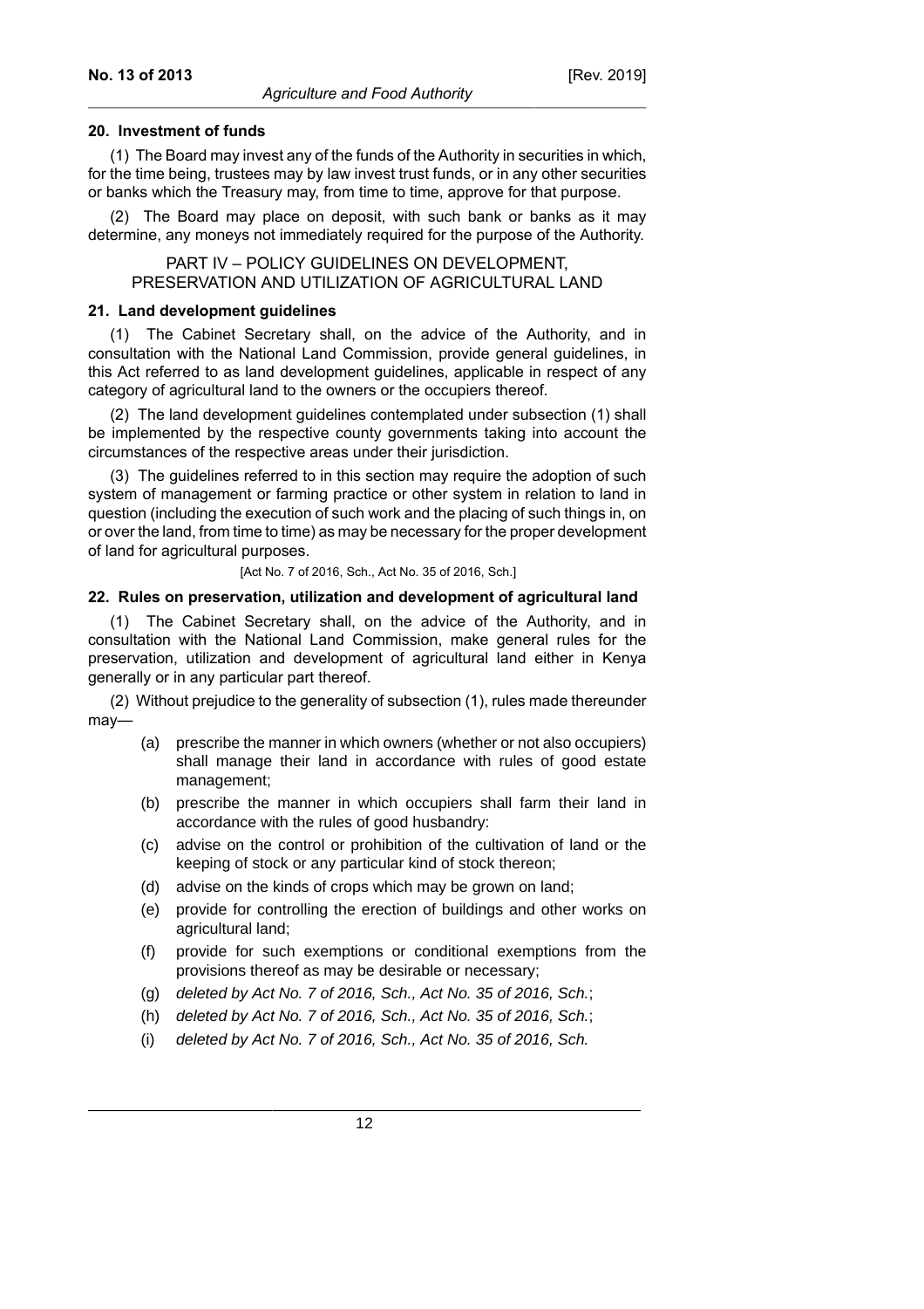#### 20. Investment of funds

(1) The Board may invest any of the funds of the Authority in securities in which, for the time being, trustees may by law invest trust funds, or in any other securities or banks which the Treasury may, from time to time, approve for that purpose.

(2) The Board may place on deposit, with such bank or banks as it may determine, any moneys not immediately required for the purpose of the Authority.

### PART IV – POLICY GUIDELINES ON DEVELOPMENT, PRESERVATION AND UTILIZATION OF AGRICULTURAL LAND

#### 21. Land development guidelines

(1) The Cabinet Secretary shall, on the advice of the Authority, and in consultation with the National Land Commission, provide general guidelines, in this Act referred to as land development guidelines, applicable in respect of any category of agricultural land to the owners or the occupiers thereof.

(2) The land development guidelines contemplated under subsection (1) shall be implemented by the respective county governments taking into account the circumstances of the respective areas under their jurisdiction.

(3) The guidelines referred to in this section may require the adoption of such system of management or farming practice or other system in relation to land in question (including the execution of such work and the placing of such things in, on or over the land, from time to time) as may be necessary for the proper development of land for agricultural purposes.

[Act No. 7 of 2016, Sch., Act No. 35 of 2016, Sch.]

#### 22. Rules on preservation, utilization and development of agricultural land

(1) The Cabinet Secretary shall, on the advice of the Authority, and in consultation with the National Land Commission, make general rules for the preservation, utilization and development of agricultural land either in Kenya generally or in any particular part thereof.

(2) Without prejudice to the generality of subsection (1), rules made thereunder may—

- (a) prescribe the manner in which owners (whether or not also occupiers) shall manage their land in accordance with rules of good estate management;
- (b) prescribe the manner in which occupiers shall farm their land in accordance with the rules of good husbandry:
- (c) advise on the control or prohibition of the cultivation of land or the keeping of stock or any particular kind of stock thereon;
- (d) advise on the kinds of crops which may be grown on land;
- (e) provide for controlling the erection of buildings and other works on agricultural land;
- (f) provide for such exemptions or conditional exemptions from the provisions thereof as may be desirable or necessary;
- (g) *deleted by Act No. 7 of 2016, Sch., Act No. 35 of 2016, Sch.*;
- (h) *deleted by Act No. 7 of 2016, Sch., Act No. 35 of 2016, Sch.*;
- (i) *deleted by Act No. 7 of 2016, Sch., Act No. 35 of 2016, Sch.*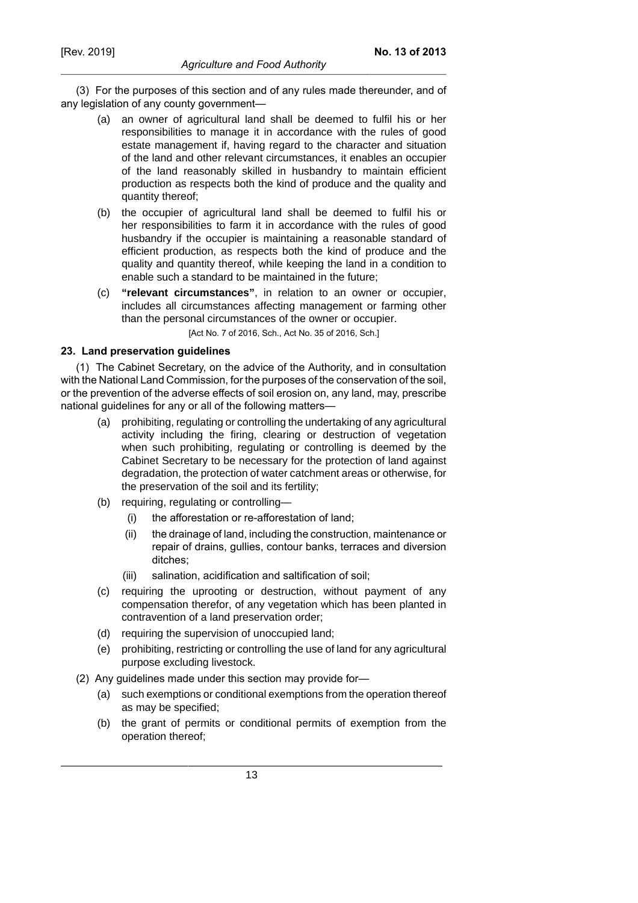(3) For the purposes of this section and of any rules made thereunder, and of any legislation of any county government—

- (a) an owner of agricultural land shall be deemed to fulfil his or her responsibilities to manage it in accordance with the rules of good estate management if, having regard to the character and situation of the land and other relevant circumstances, it enables an occupier of the land reasonably skilled in husbandry to maintain efficient production as respects both the kind of produce and the quality and quantity thereof;
- (b) the occupier of agricultural land shall be deemed to fulfil his or her responsibilities to farm it in accordance with the rules of good husbandry if the occupier is maintaining a reasonable standard of efficient production, as respects both the kind of produce and the quality and quantity thereof, while keeping the land in a condition to enable such a standard to be maintained in the future;
- (c) **"relevant circumstances"**, in relation to an owner or occupier, includes all circumstances affecting management or farming other than the personal circumstances of the owner or occupier.

[Act No. 7 of 2016, Sch., Act No. 35 of 2016, Sch.]

### 23. Land preservation guidelines

(1) The Cabinet Secretary, on the advice of the Authority, and in consultation with the National Land Commission, for the purposes of the conservation of the soil, or the prevention of the adverse effects of soil erosion on, any land, may, prescribe national guidelines for any or all of the following matters—

- (a) prohibiting, regulating or controlling the undertaking of any agricultural activity including the firing, clearing or destruction of vegetation when such prohibiting, regulating or controlling is deemed by the Cabinet Secretary to be necessary for the protection of land against degradation, the protection of water catchment areas or otherwise, for the preservation of the soil and its fertility;
- (b) requiring, regulating or controlling—
  - (i) the afforestation or re-afforestation of land;
  - (ii) the drainage of land, including the construction, maintenance or repair of drains, gullies, contour banks, terraces and diversion ditches;
  - (iii) salination, acidification and saltification of soil;
- (c) requiring the uprooting or destruction, without payment of any compensation therefor, of any vegetation which has been planted in contravention of a land preservation order;
- (d) requiring the supervision of unoccupied land;
- (e) prohibiting, restricting or controlling the use of land for any agricultural purpose excluding livestock.

(2) Any guidelines made under this section may provide for—

- (a) such exemptions or conditional exemptions from the operation thereof as may be specified;
- (b) the grant of permits or conditional permits of exemption from the operation thereof;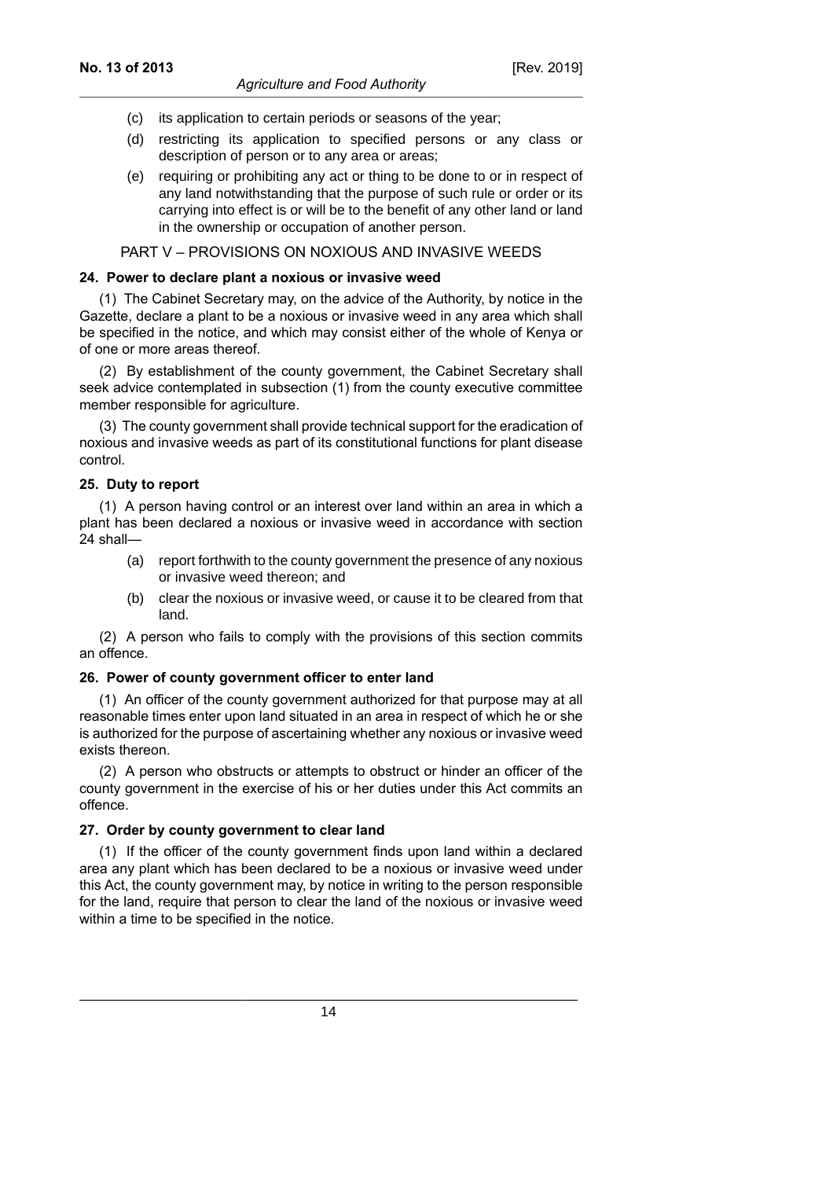(c) its application to certain periods or seasons of the year;

(d) restricting its application to specified persons or any class or description of person or to any area or areas;

(e) requiring or prohibiting any act or thing to be done to or in respect of any land notwithstanding that the purpose of such rule or order or its carrying into effect is or will be to the benefit of any other land or land in the ownership or occupation of another person.

## PART V – PROVISIONS ON NOXIOUS AND INVASIVE WEEDS

### 24. Power to declare plant a noxious or invasive weed

(1) The Cabinet Secretary may, on the advice of the Authority, by notice in the Gazette, declare a plant to be a noxious or invasive weed in any area which shall be specified in the notice, and which may consist either of the whole of Kenya or of one or more areas thereof.

(2) By establishment of the county government, the Cabinet Secretary shall seek advice contemplated in subsection (1) from the county executive committee member responsible for agriculture.

(3) The county government shall provide technical support for the eradication of noxious and invasive weeds as part of its constitutional functions for plant disease control.

### 25. Duty to report

(1) A person having control or an interest over land within an area in which a plant has been declared a noxious or invasive weed in accordance with section 24 shall—

(a) report forthwith to the county government the presence of any noxious or invasive weed thereon; and

(b) clear the noxious or invasive weed, or cause it to be cleared from that land.

(2) A person who fails to comply with the provisions of this section commits an offence.

### 26. Power of county government officer to enter land

(1) An officer of the county government authorized for that purpose may at all reasonable times enter upon land situated in an area in respect of which he or she is authorized for the purpose of ascertaining whether any noxious or invasive weed exists thereon.

(2) A person who obstructs or attempts to obstruct or hinder an officer of the county government in the exercise of his or her duties under this Act commits an offence.

### 27. Order by county government to clear land

(1) If the officer of the county government finds upon land within a declared area any plant which has been declared to be a noxious or invasive weed under this Act, the county government may, by notice in writing to the person responsible for the land, require that person to clear the land of the noxious or invasive weed within a time to be specified in the notice.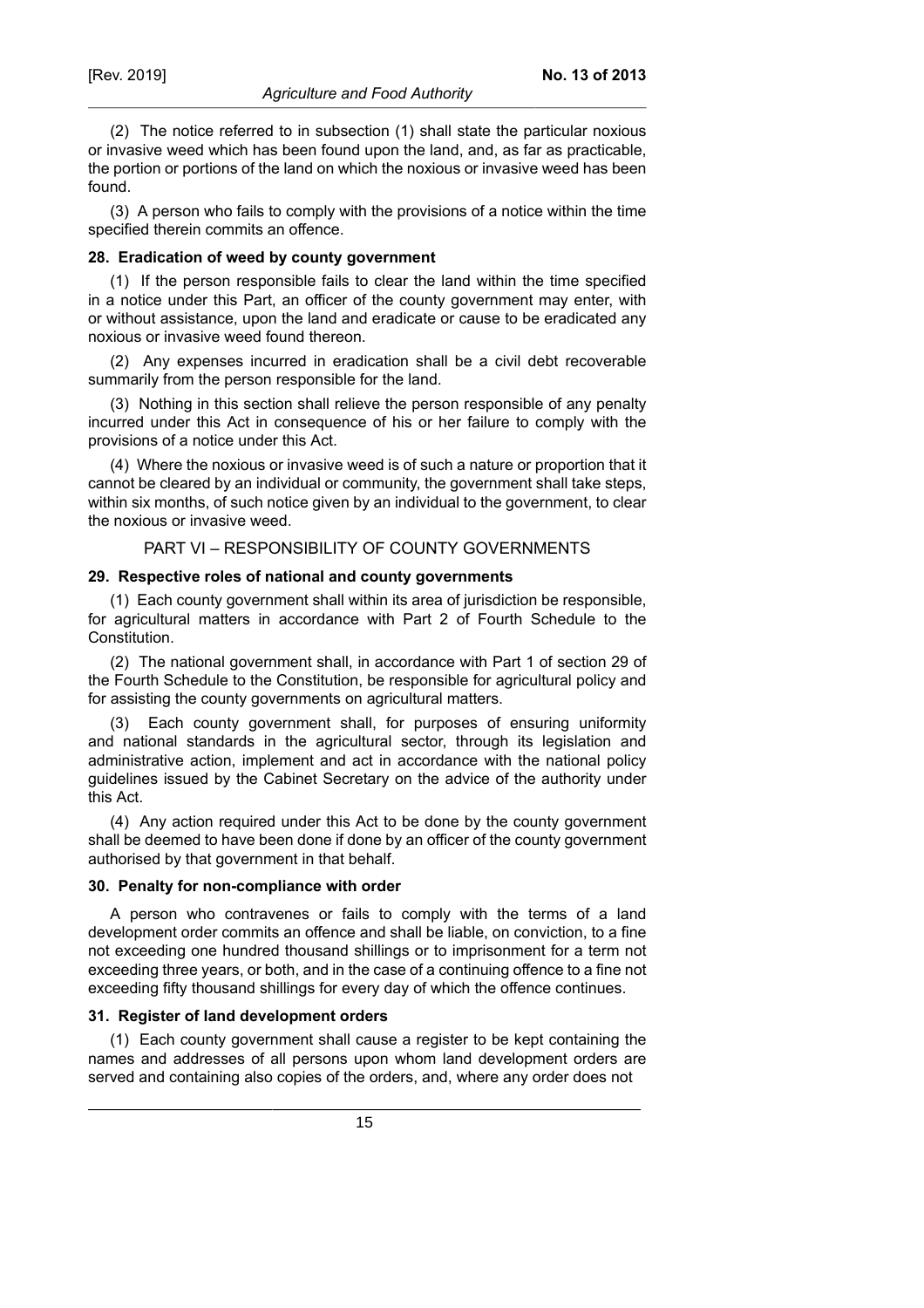(2) The notice referred to in subsection (1) shall state the particular noxious or invasive weed which has been found upon the land, and, as far as practicable, the portion or portions of the land on which the noxious or invasive weed has been found.

(3) A person who fails to comply with the provisions of a notice within the time specified therein commits an offence.

**28. Eradication of weed by county government**

(1) If the person responsible fails to clear the land within the time specified in a notice under this Part, an officer of the county government may enter, with or without assistance, upon the land and eradicate or cause to be eradicated any noxious or invasive weed found thereon.

(2) Any expenses incurred in eradication shall be a civil debt recoverable summarily from the person responsible for the land.

(3) Nothing in this section shall relieve the person responsible of any penalty incurred under this Act in consequence of his or her failure to comply with the provisions of a notice under this Act.

(4) Where the noxious or invasive weed is of such a nature or proportion that it cannot be cleared by an individual or community, the government shall take steps, within six months, of such notice given by an individual to the government, to clear the noxious or invasive weed.

PART VI – RESPONSIBILITY OF COUNTY GOVERNMENTS

**29. Respective roles of national and county governments**

(1) Each county government shall within its area of jurisdiction be responsible, for agricultural matters in accordance with Part 2 of Fourth Schedule to the Constitution.

(2) The national government shall, in accordance with Part 1 of section 29 of the Fourth Schedule to the Constitution, be responsible for agricultural policy and for assisting the county governments on agricultural matters.

(3) Each county government shall, for purposes of ensuring uniformity and national standards in the agricultural sector, through its legislation and administrative action, implement and act in accordance with the national policy guidelines issued by the Cabinet Secretary on the advice of the authority under this Act.

(4) Any action required under this Act to be done by the county government shall be deemed to have been done if done by an officer of the county government authorised by that government in that behalf.

**30. Penalty for non-compliance with order**

A person who contravenes or fails to comply with the terms of a land development order commits an offence and shall be liable, on conviction, to a fine not exceeding one hundred thousand shillings or to imprisonment for a term not exceeding three years, or both, and in the case of a continuing offence to a fine not exceeding fifty thousand shillings for every day of which the offence continues.

**31. Register of land development orders**

(1) Each county government shall cause a register to be kept containing the names and addresses of all persons upon whom land development orders are served and containing also copies of the orders, and, where any order does not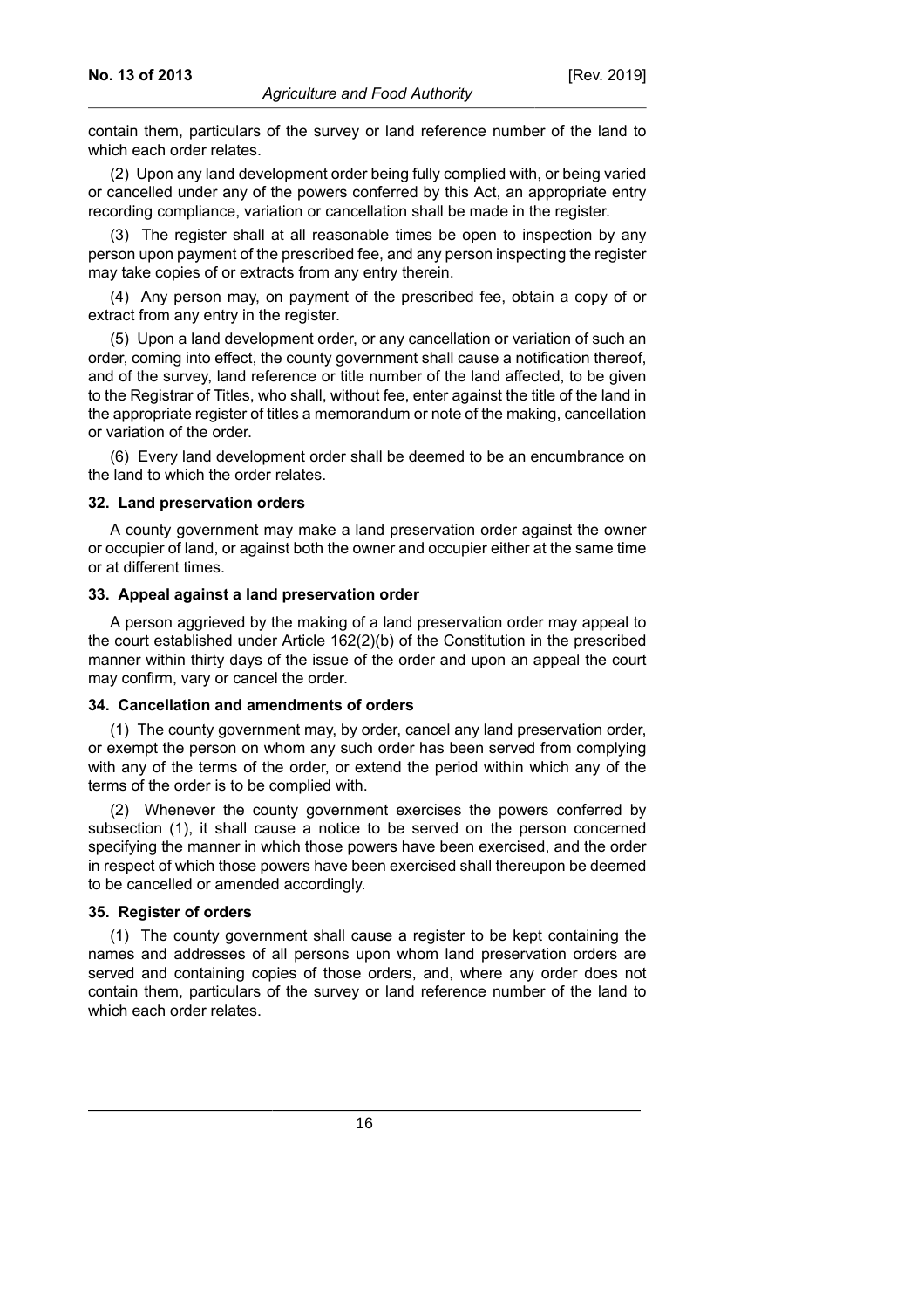contain them, particulars of the survey or land reference number of the land to which each order relates.

(2) Upon any land development order being fully complied with, or being varied or cancelled under any of the powers conferred by this Act, an appropriate entry recording compliance, variation or cancellation shall be made in the register.

(3) The register shall at all reasonable times be open to inspection by any person upon payment of the prescribed fee, and any person inspecting the register may take copies of or extracts from any entry therein.

(4) Any person may, on payment of the prescribed fee, obtain a copy of or extract from any entry in the register.

(5) Upon a land development order, or any cancellation or variation of such an order, coming into effect, the county government shall cause a notification thereof, and of the survey, land reference or title number of the land affected, to be given to the Registrar of Titles, who shall, without fee, enter against the title of the land in the appropriate register of titles a memorandum or note of the making, cancellation or variation of the order.

(6) Every land development order shall be deemed to be an encumbrance on the land to which the order relates.

**32. Land preservation orders**

A county government may make a land preservation order against the owner or occupier of land, or against both the owner and occupier either at the same time or at different times.

**33. Appeal against a land preservation order**

A person aggrieved by the making of a land preservation order may appeal to the court established under Article 162(2)(b) of the Constitution in the prescribed manner within thirty days of the issue of the order and upon an appeal the court may confirm, vary or cancel the order.

**34. Cancellation and amendments of orders**

(1) The county government may, by order, cancel any land preservation order, or exempt the person on whom any such order has been served from complying with any of the terms of the order, or extend the period within which any of the terms of the order is to be complied with.

(2) Whenever the county government exercises the powers conferred by subsection (1), it shall cause a notice to be served on the person concerned specifying the manner in which those powers have been exercised, and the order in respect of which those powers have been exercised shall thereupon be deemed to be cancelled or amended accordingly.

**35. Register of orders**

(1) The county government shall cause a register to be kept containing the names and addresses of all persons upon whom land preservation orders are served and containing copies of those orders, and, where any order does not contain them, particulars of the survey or land reference number of the land to which each order relates.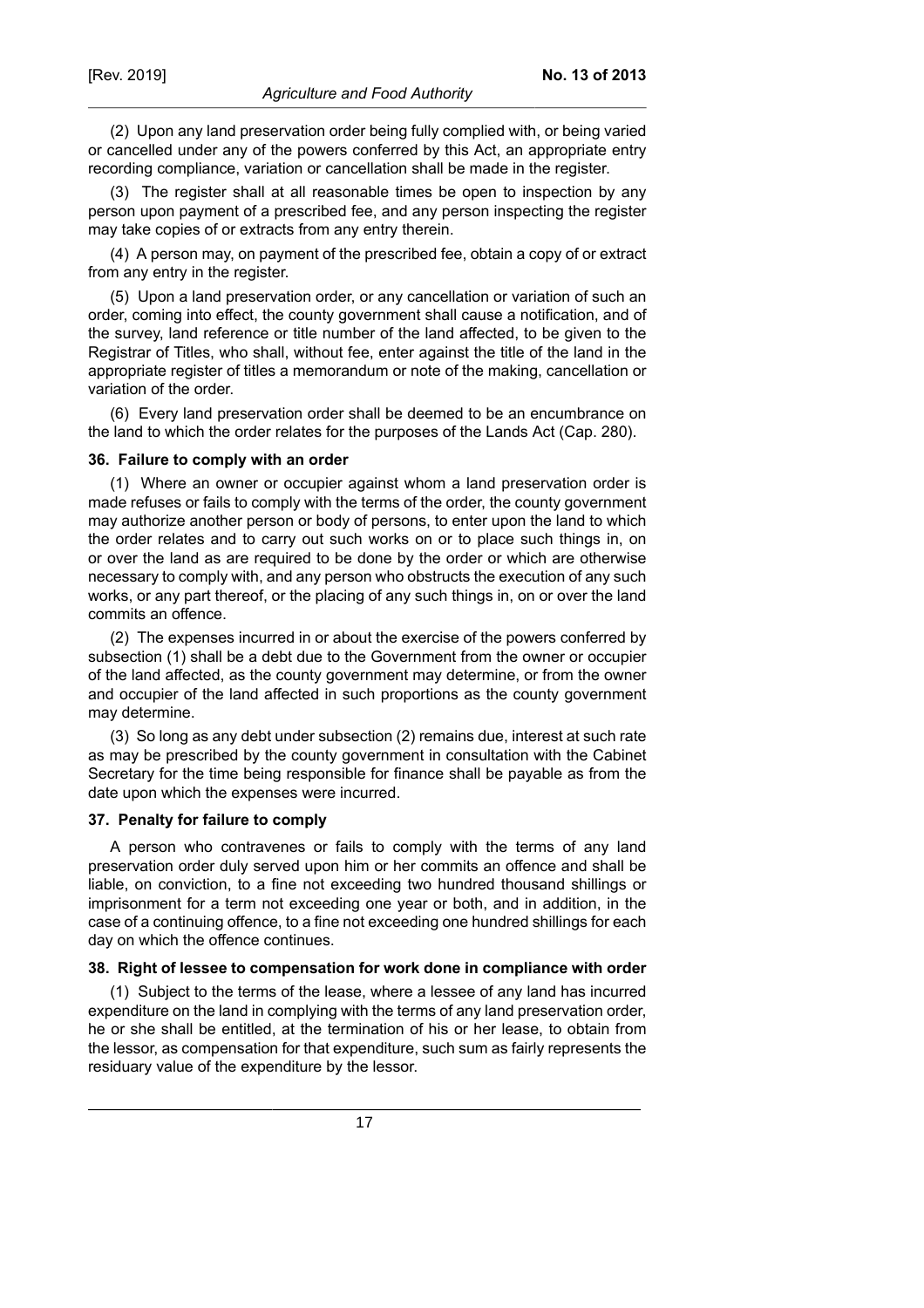(2) Upon any land preservation order being fully complied with, or being varied or cancelled under any of the powers conferred by this Act, an appropriate entry recording compliance, variation or cancellation shall be made in the register.

(3) The register shall at all reasonable times be open to inspection by any person upon payment of a prescribed fee, and any person inspecting the register may take copies of or extracts from any entry therein.

(4) A person may, on payment of the prescribed fee, obtain a copy of or extract from any entry in the register.

(5) Upon a land preservation order, or any cancellation or variation of such an order, coming into effect, the county government shall cause a notification, and of the survey, land reference or title number of the land affected, to be given to the Registrar of Titles, who shall, without fee, enter against the title of the land in the appropriate register of titles a memorandum or note of the making, cancellation or variation of the order.

(6) Every land preservation order shall be deemed to be an encumbrance on the land to which the order relates for the purposes of the Lands Act (Cap. 280).

#### 36. Failure to comply with an order

(1) Where an owner or occupier against whom a land preservation order is made refuses or fails to comply with the terms of the order, the county government may authorize another person or body of persons, to enter upon the land to which the order relates and to carry out such works on or to place such things in, on or over the land as are required to be done by the order or which are otherwise necessary to comply with, and any person who obstructs the execution of any such works, or any part thereof, or the placing of any such things in, on or over the land commits an offence.

(2) The expenses incurred in or about the exercise of the powers conferred by subsection (1) shall be a debt due to the Government from the owner or occupier of the land affected, as the county government may determine, or from the owner and occupier of the land affected in such proportions as the county government may determine.

(3) So long as any debt under subsection (2) remains due, interest at such rate as may be prescribed by the county government in consultation with the Cabinet Secretary for the time being responsible for finance shall be payable as from the date upon which the expenses were incurred.

#### 37. Penalty for failure to comply

A person who contravenes or fails to comply with the terms of any land preservation order duly served upon him or her commits an offence and shall be liable, on conviction, to a fine not exceeding two hundred thousand shillings or imprisonment for a term not exceeding one year or both, and in addition, in the case of a continuing offence, to a fine not exceeding one hundred shillings for each day on which the offence continues.

#### 38. Right of lessee to compensation for work done in compliance with order

(1) Subject to the terms of the lease, where a lessee of any land has incurred expenditure on the land in complying with the terms of any land preservation order, he or she shall be entitled, at the termination of his or her lease, to obtain from the lessor, as compensation for that expenditure, such sum as fairly represents the residuary value of the expenditure by the lessor.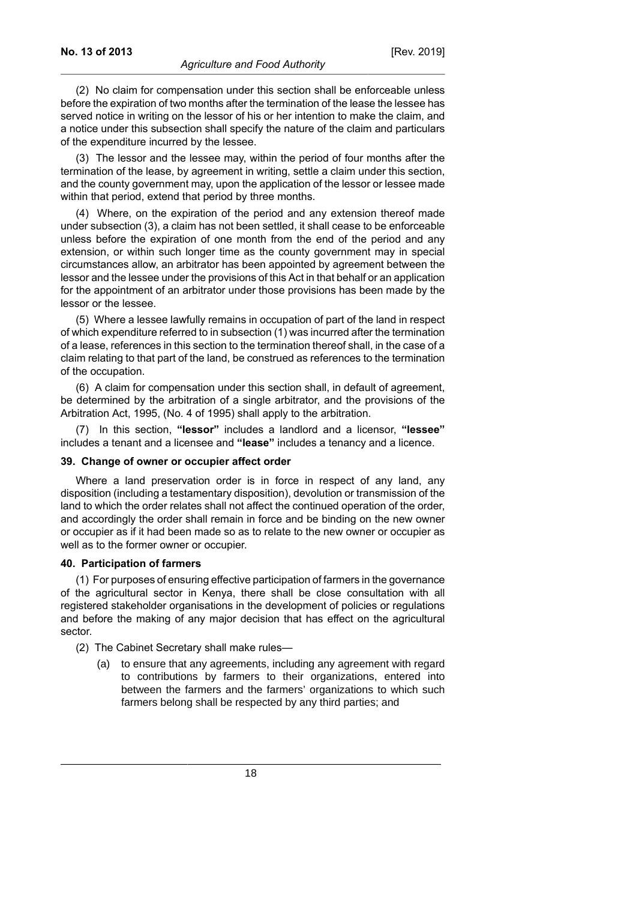(2) No claim for compensation under this section shall be enforceable unless before the expiration of two months after the termination of the lease the lessee has served notice in writing on the lessor of his or her intention to make the claim, and a notice under this subsection shall specify the nature of the claim and particulars of the expenditure incurred by the lessee.

(3) The lessor and the lessee may, within the period of four months after the termination of the lease, by agreement in writing, settle a claim under this section, and the county government may, upon the application of the lessor or lessee made within that period, extend that period by three months.

(4) Where, on the expiration of the period and any extension thereof made under subsection (3), a claim has not been settled, it shall cease to be enforceable unless before the expiration of one month from the end of the period and any extension, or within such longer time as the county government may in special circumstances allow, an arbitrator has been appointed by agreement between the lessor and the lessee under the provisions of this Act in that behalf or an application for the appointment of an arbitrator under those provisions has been made by the lessor or the lessee.

(5) Where a lessee lawfully remains in occupation of part of the land in respect of which expenditure referred to in subsection (1) was incurred after the termination of a lease, references in this section to the termination thereof shall, in the case of a claim relating to that part of the land, be construed as references to the termination of the occupation.

(6) A claim for compensation under this section shall, in default of agreement, be determined by the arbitration of a single arbitrator, and the provisions of the Arbitration Act, 1995, (No. 4 of 1995) shall apply to the arbitration.

(7) In this section, **"lessor"** includes a landlord and a licensor, **"lessee"** includes a tenant and a licensee and **"lease"** includes a tenancy and a licence.

#### 39. Change of owner or occupier affect order

Where a land preservation order is in force in respect of any land, any disposition (including a testamentary disposition), devolution or transmission of the land to which the order relates shall not affect the continued operation of the order, and accordingly the order shall remain in force and be binding on the new owner or occupier as if it had been made so as to relate to the new owner or occupier as well as to the former owner or occupier.

#### 40. Participation of farmers

(1) For purposes of ensuring effective participation of farmers in the governance of the agricultural sector in Kenya, there shall be close consultation with all registered stakeholder organisations in the development of policies or regulations and before the making of any major decision that has effect on the agricultural sector.

(2) The Cabinet Secretary shall make rules—

(a) to ensure that any agreements, including any agreement with regard to contributions by farmers to their organizations, entered into between the farmers and the farmers' organizations to which such farmers belong shall be respected by any third parties; and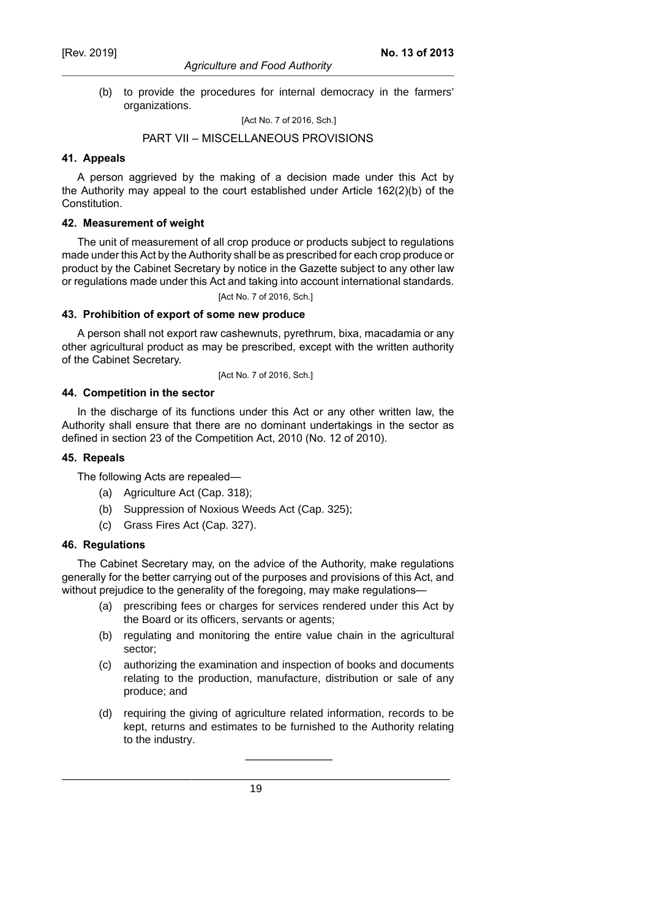(b) to provide the procedures for internal democracy in the farmers' organizations.

[Act No. 7 of 2016, Sch.]

## PART VII – MISCELLANEOUS PROVISIONS

### 41. Appeals

A person aggrieved by the making of a decision made under this Act by the Authority may appeal to the court established under Article 162(2)(b) of the Constitution.

### 42. Measurement of weight

The unit of measurement of all crop produce or products subject to regulations made under this Act by the Authority shall be as prescribed for each crop produce or product by the Cabinet Secretary by notice in the Gazette subject to any other law or regulations made under this Act and taking into account international standards.

[Act No. 7 of 2016, Sch.]

### 43. Prohibition of export of some new produce

A person shall not export raw cashewnuts, pyrethrum, bixa, macadamia or any other agricultural product as may be prescribed, except with the written authority of the Cabinet Secretary.

[Act No. 7 of 2016, Sch.]

### 44. Competition in the sector

In the discharge of its functions under this Act or any other written law, the Authority shall ensure that there are no dominant undertakings in the sector as defined in section 23 of the Competition Act, 2010 (No. 12 of 2010).

### 45. Repeals

The following Acts are repealed—

(a) Agriculture Act (Cap. 318);

(b) Suppression of Noxious Weeds Act (Cap. 325);

(c) Grass Fires Act (Cap. 327).

### 46. Regulations

The Cabinet Secretary may, on the advice of the Authority, make regulations generally for the better carrying out of the purposes and provisions of this Act, and without prejudice to the generality of the foregoing, may make regulations—

(a) prescribing fees or charges for services rendered under this Act by the Board or its officers, servants or agents;

(b) regulating and monitoring the entire value chain in the agricultural sector;

(c) authorizing the examination and inspection of books and documents relating to the production, manufacture, distribution or sale of any produce; and

(d) requiring the giving of agriculture related information, records to be kept, returns and estimates to be furnished to the Authority relating to the industry.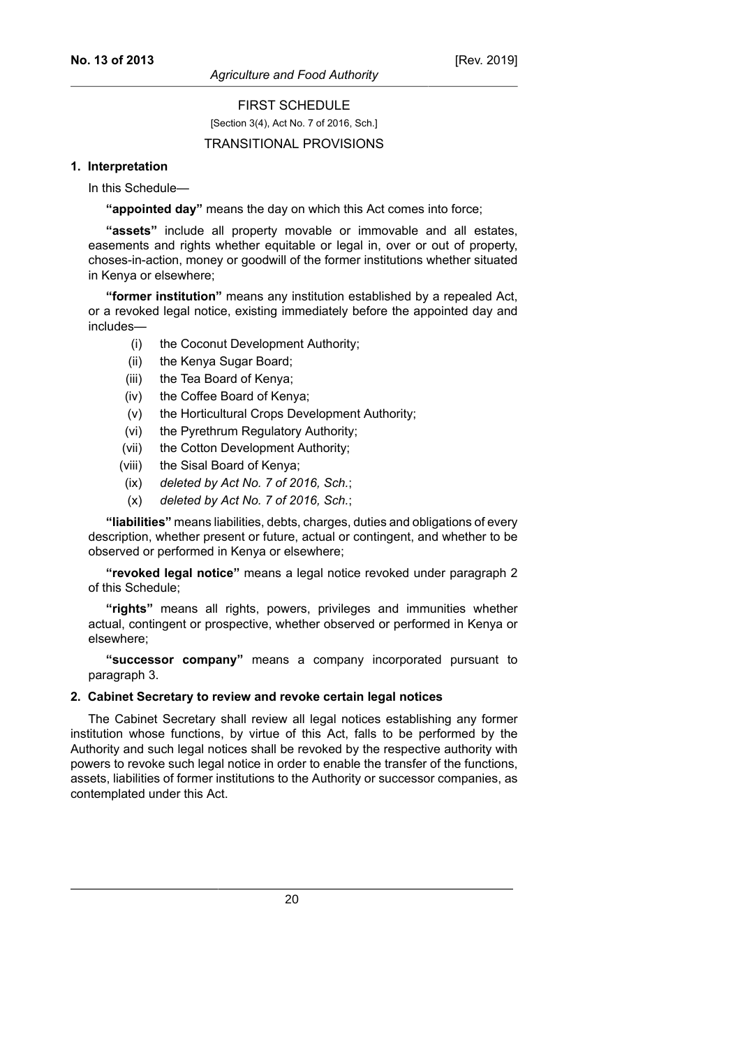## FIRST SCHEDULE

[Section 3(4), Act No. 7 of 2016, Sch.]

## TRANSITIONAL PROVISIONS

### 1. Interpretation

In this Schedule—

**"appointed day"** means the day on which this Act comes into force;

**"assets"** include all property movable or immovable and all estates, easements and rights whether equitable or legal in, over or out of property, choses-in-action, money or goodwill of the former institutions whether situated in Kenya or elsewhere;

**"former institution"** means any institution established by a repealed Act, or a revoked legal notice, existing immediately before the appointed day and includes—

- (i) the Coconut Development Authority;
- (ii) the Kenya Sugar Board;
- (iii) the Tea Board of Kenya;
- (iv) the Coffee Board of Kenya;
- (v) the Horticultural Crops Development Authority;
- (vi) the Pyrethrum Regulatory Authority;
- (vii) the Cotton Development Authority;
- (viii) the Sisal Board of Kenya;
- (ix) *deleted by Act No. 7 of 2016, Sch.*;
- (x) *deleted by Act No. 7 of 2016, Sch.*;

**"liabilities"** means liabilities, debts, charges, duties and obligations of every description, whether present or future, actual or contingent, and whether to be observed or performed in Kenya or elsewhere;

**"revoked legal notice"** means a legal notice revoked under paragraph 2 of this Schedule;

**"rights"** means all rights, powers, privileges and immunities whether actual, contingent or prospective, whether observed or performed in Kenya or elsewhere;

**"successor company"** means a company incorporated pursuant to paragraph 3.

### 2. Cabinet Secretary to review and revoke certain legal notices

The Cabinet Secretary shall review all legal notices establishing any former institution whose functions, by virtue of this Act, falls to be performed by the Authority and such legal notices shall be revoked by the respective authority with powers to revoke such legal notice in order to enable the transfer of the functions, assets, liabilities of former institutions to the Authority or successor companies, as contemplated under this Act.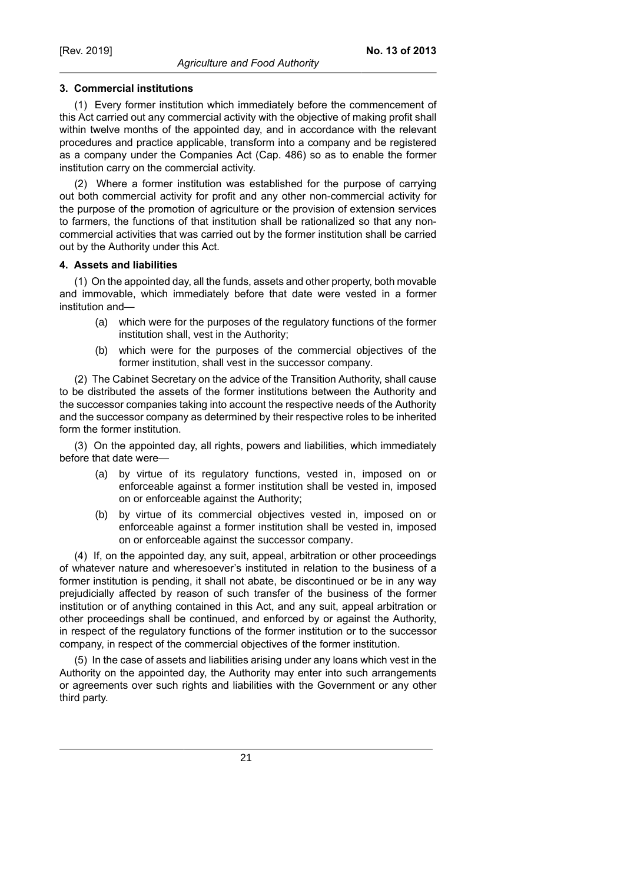### 3. Commercial institutions

(1) Every former institution which immediately before the commencement of this Act carried out any commercial activity with the objective of making profit shall within twelve months of the appointed day, and in accordance with the relevant procedures and practice applicable, transform into a company and be registered as a company under the Companies Act (Cap. 486) so as to enable the former institution carry on the commercial activity.

(2) Where a former institution was established for the purpose of carrying out both commercial activity for profit and any other non-commercial activity for the purpose of the promotion of agriculture or the provision of extension services to farmers, the functions of that institution shall be rationalized so that any non-commercial activities that was carried out by the former institution shall be carried out by the Authority under this Act.

### 4. Assets and liabilities

(1) On the appointed day, all the funds, assets and other property, both movable and immovable, which immediately before that date were vested in a former institution and—

(a) which were for the purposes of the regulatory functions of the former institution shall, vest in the Authority;

(b) which were for the purposes of the commercial objectives of the former institution, shall vest in the successor company.

(2) The Cabinet Secretary on the advice of the Transition Authority, shall cause to be distributed the assets of the former institutions between the Authority and the successor companies taking into account the respective needs of the Authority and the successor company as determined by their respective roles to be inherited form the former institution.

(3) On the appointed day, all rights, powers and liabilities, which immediately before that date were—

(a) by virtue of its regulatory functions, vested in, imposed on or enforceable against a former institution shall be vested in, imposed on or enforceable against the Authority;

(b) by virtue of its commercial objectives vested in, imposed on or enforceable against a former institution shall be vested in, imposed on or enforceable against the successor company.

(4) If, on the appointed day, any suit, appeal, arbitration or other proceedings of whatever nature and wheresoever's instituted in relation to the business of a former institution is pending, it shall not abate, be discontinued or be in any way prejudicially affected by reason of such transfer of the business of the former institution or of anything contained in this Act, and any suit, appeal arbitration or other proceedings shall be continued, and enforced by or against the Authority, in respect of the regulatory functions of the former institution or to the successor company, in respect of the commercial objectives of the former institution.

(5) In the case of assets and liabilities arising under any loans which vest in the Authority on the appointed day, the Authority may enter into such arrangements or agreements over such rights and liabilities with the Government or any other third party.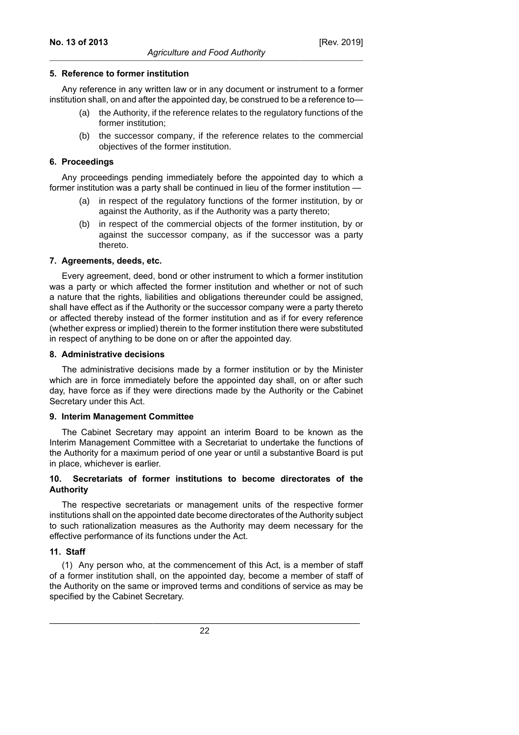#### 5. Reference to former institution

Any reference in any written law or in any document or instrument to a former institution shall, on and after the appointed day, be construed to be a reference to—

- (a) the Authority, if the reference relates to the regulatory functions of the former institution;
- (b) the successor company, if the reference relates to the commercial objectives of the former institution.

#### 6. Proceedings

Any proceedings pending immediately before the appointed day to which a former institution was a party shall be continued in lieu of the former institution —

- (a) in respect of the regulatory functions of the former institution, by or against the Authority, as if the Authority was a party thereto;
- (b) in respect of the commercial objects of the former institution, by or against the successor company, as if the successor was a party thereto.

#### 7. Agreements, deeds, etc.

Every agreement, deed, bond or other instrument to which a former institution was a party or which affected the former institution and whether or not of such a nature that the rights, liabilities and obligations thereunder could be assigned, shall have effect as if the Authority or the successor company were a party thereto or affected thereby instead of the former institution and as if for every reference (whether express or implied) therein to the former institution there were substituted in respect of anything to be done on or after the appointed day.

#### 8. Administrative decisions

The administrative decisions made by a former institution or by the Minister which are in force immediately before the appointed day shall, on or after such day, have force as if they were directions made by the Authority or the Cabinet Secretary under this Act.

#### 9. Interim Management Committee

The Cabinet Secretary may appoint an interim Board to be known as the Interim Management Committee with a Secretariat to undertake the functions of the Authority for a maximum period of one year or until a substantive Board is put in place, whichever is earlier.

#### 10. Secretariats of former institutions to become directorates of the Authority

The respective secretariats or management units of the respective former institutions shall on the appointed date become directorates of the Authority subject to such rationalization measures as the Authority may deem necessary for the effective performance of its functions under the Act.

#### 11. Staff

(1) Any person who, at the commencement of this Act, is a member of staff of a former institution shall, on the appointed day, become a member of staff of the Authority on the same or improved terms and conditions of service as may be specified by the Cabinet Secretary.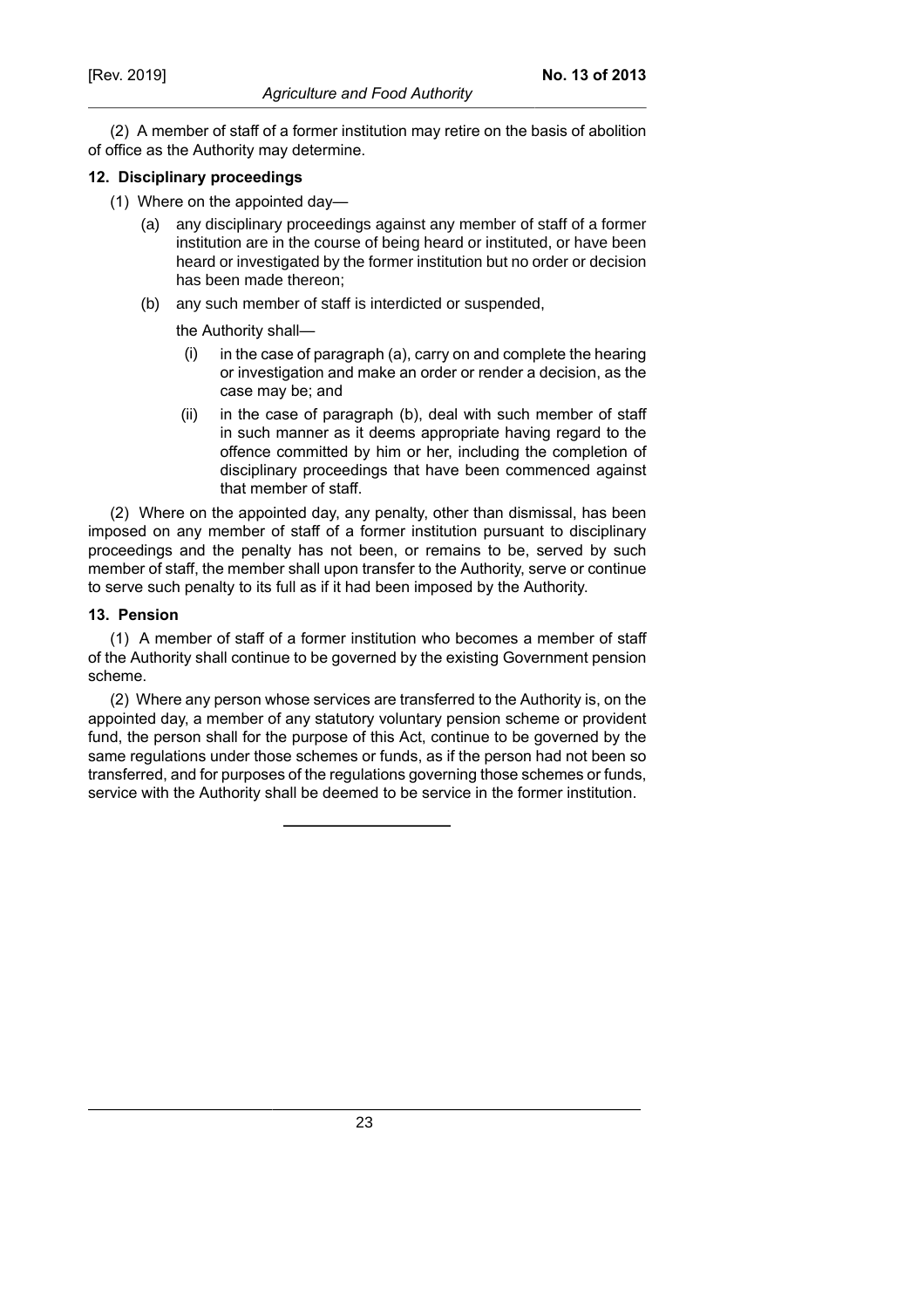(2) A member of staff of a former institution may retire on the basis of abolition of office as the Authority may determine.

**12. Disciplinary proceedings**

(1) Where on the appointed day—

(a) any disciplinary proceedings against any member of staff of a former institution are in the course of being heard or instituted, or have been heard or investigated by the former institution but no order or decision has been made thereon;

(b) any such member of staff is interdicted or suspended,

the Authority shall—

(i) in the case of paragraph (a), carry on and complete the hearing or investigation and make an order or render a decision, as the case may be; and

(ii) in the case of paragraph (b), deal with such member of staff in such manner as it deems appropriate having regard to the offence committed by him or her, including the completion of disciplinary proceedings that have been commenced against that member of staff.

(2) Where on the appointed day, any penalty, other than dismissal, has been imposed on any member of staff of a former institution pursuant to disciplinary proceedings and the penalty has not been, or remains to be, served by such member of staff, the member shall upon transfer to the Authority, serve or continue to serve such penalty to its full as if it had been imposed by the Authority.

**13. Pension**

(1) A member of staff of a former institution who becomes a member of staff of the Authority shall continue to be governed by the existing Government pension scheme.

(2) Where any person whose services are transferred to the Authority is, on the appointed day, a member of any statutory voluntary pension scheme or provident fund, the person shall for the purpose of this Act, continue to be governed by the same regulations under those schemes or funds, as if the person had not been so transferred, and for purposes of the regulations governing those schemes or funds, service with the Authority shall be deemed to be service in the former institution.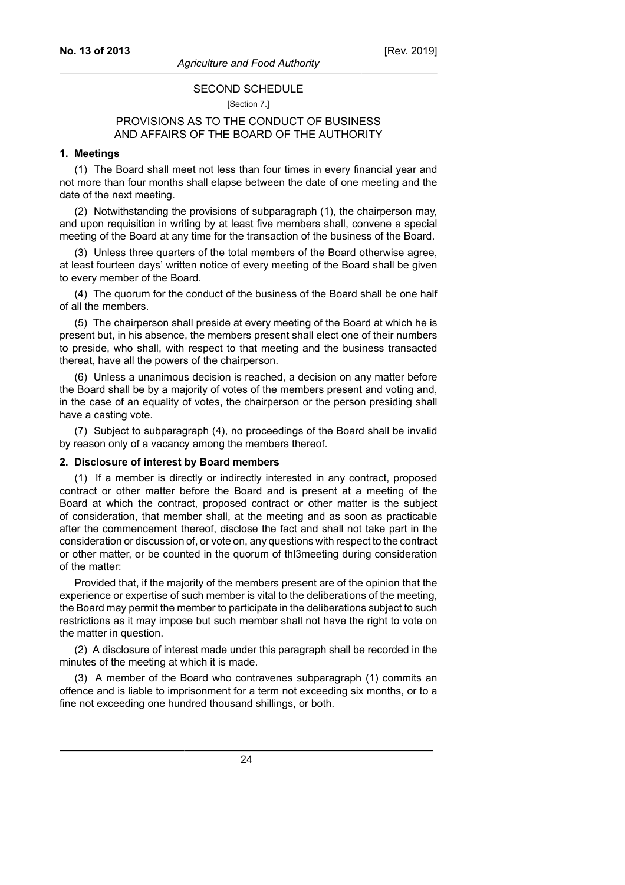## SECOND SCHEDULE

[Section 7.]

## PROVISIONS AS TO THE CONDUCT OF BUSINESS AND AFFAIRS OF THE BOARD OF THE AUTHORITY

### 1. Meetings

(1) The Board shall meet not less than four times in every financial year and not more than four months shall elapse between the date of one meeting and the date of the next meeting.

(2) Notwithstanding the provisions of subparagraph (1), the chairperson may, and upon requisition in writing by at least five members shall, convene a special meeting of the Board at any time for the transaction of the business of the Board.

(3) Unless three quarters of the total members of the Board otherwise agree, at least fourteen days' written notice of every meeting of the Board shall be given to every member of the Board.

(4) The quorum for the conduct of the business of the Board shall be one half of all the members.

(5) The chairperson shall preside at every meeting of the Board at which he is present but, in his absence, the members present shall elect one of their numbers to preside, who shall, with respect to that meeting and the business transacted thereat, have all the powers of the chairperson.

(6) Unless a unanimous decision is reached, a decision on any matter before the Board shall be by a majority of votes of the members present and voting and, in the case of an equality of votes, the chairperson or the person presiding shall have a casting vote.

(7) Subject to subparagraph (4), no proceedings of the Board shall be invalid by reason only of a vacancy among the members thereof.

### 2. Disclosure of interest by Board members

(1) If a member is directly or indirectly interested in any contract, proposed contract or other matter before the Board and is present at a meeting of the Board at which the contract, proposed contract or other matter is the subject of consideration, that member shall, at the meeting and as soon as practicable after the commencement thereof, disclose the fact and shall not take part in the consideration or discussion of, or vote on, any questions with respect to the contract or other matter, or be counted in the quorum of thl3meeting during consideration of the matter:

Provided that, if the majority of the members present are of the opinion that the experience or expertise of such member is vital to the deliberations of the meeting, the Board may permit the member to participate in the deliberations subject to such restrictions as it may impose but such member shall not have the right to vote on the matter in question.

(2) A disclosure of interest made under this paragraph shall be recorded in the minutes of the meeting at which it is made.

(3) A member of the Board who contravenes subparagraph (1) commits an offence and is liable to imprisonment for a term not exceeding six months, or to a fine not exceeding one hundred thousand shillings, or both.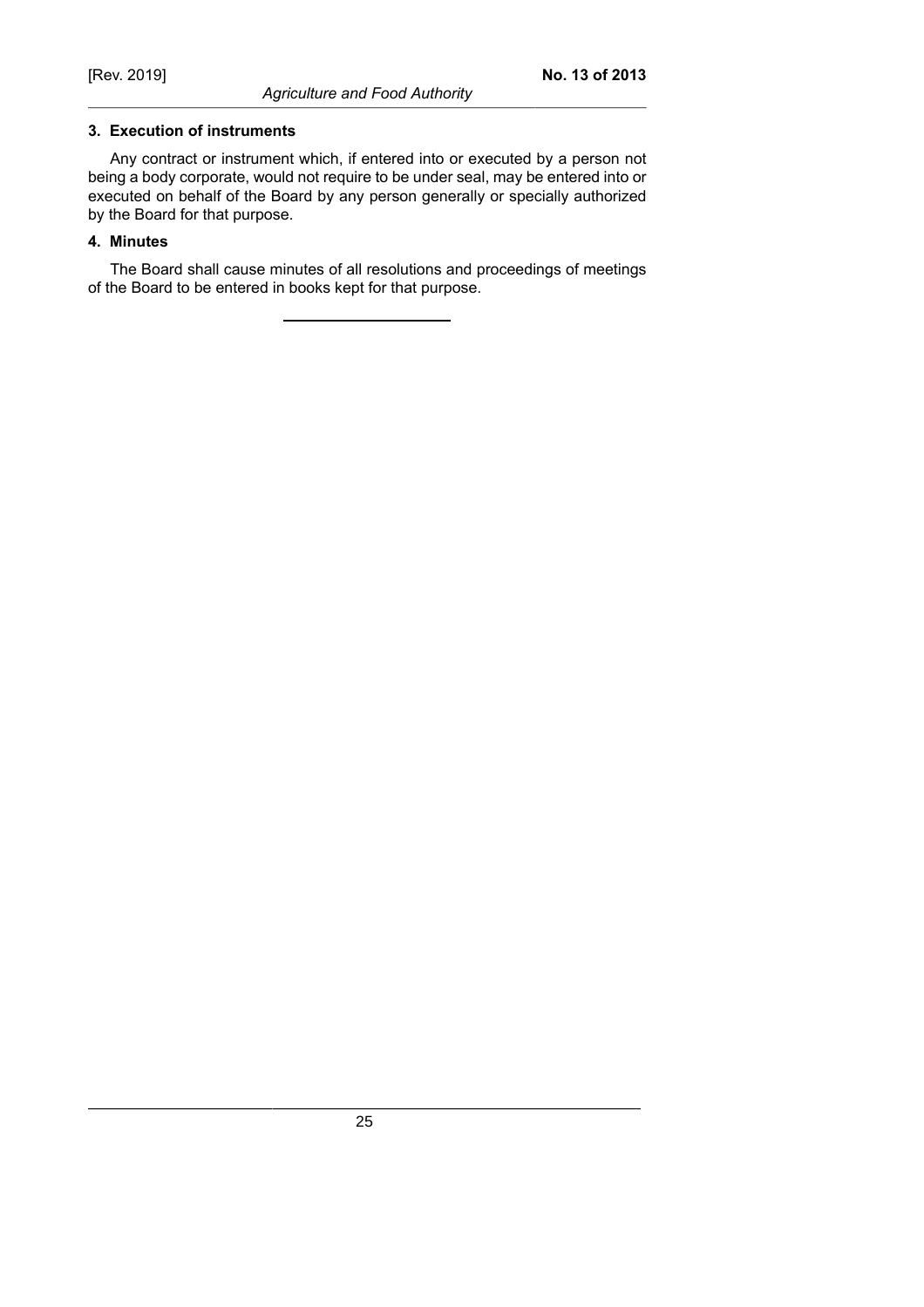### 3. Execution of instruments

Any contract or instrument which, if entered into or executed by a person not being a body corporate, would not require to be under seal, may be entered into or executed on behalf of the Board by any person generally or specially authorized by the Board for that purpose.

### 4. Minutes

The Board shall cause minutes of all resolutions and proceedings of meetings of the Board to be entered in books kept for that purpose.